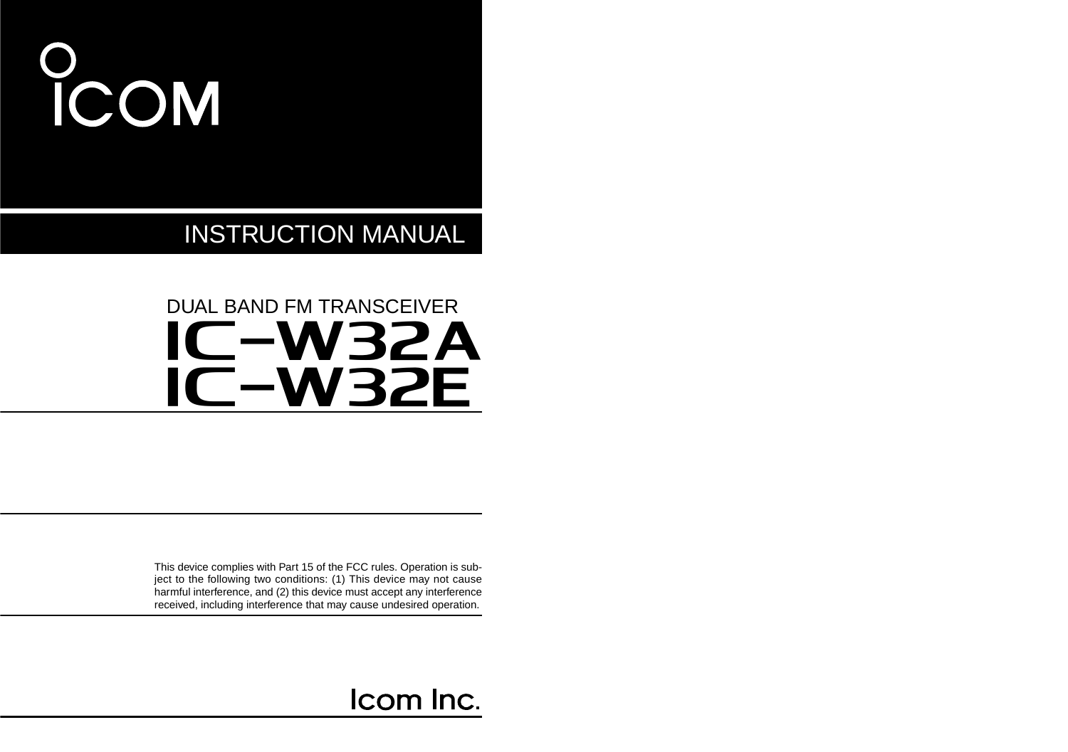ICOM

# INSTRUCTION MANUAL

DUAL BAND FM TRANSCEIVER

# IC-W32A
# IC-W32E

This device complies with Part 15 of the FCC rules. Operation is subject to the following two conditions: (1) This device may not cause harmful interference, and (2) this device must accept any interference received, including interference that may cause undesired operation.

Icom Inc.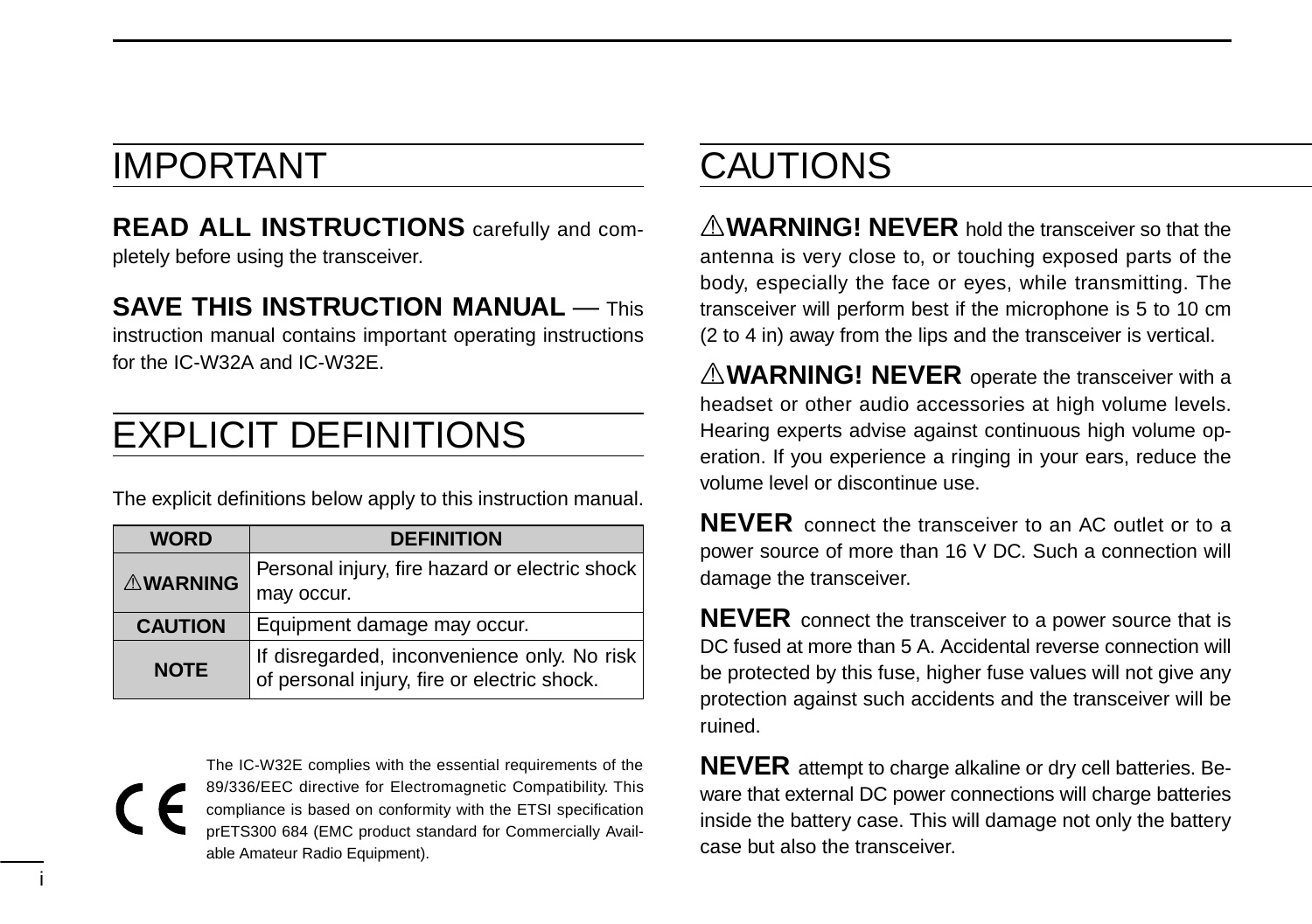# IMPORTANT

**READ ALL INSTRUCTIONS** carefully and completely before using the transceiver.

**SAVE THIS INSTRUCTION MANUAL** — This instruction manual contains important operating instructions for the IC-W32A and IC-W32E.

# EXPLICIT DEFINITIONS

The explicit definitions below apply to this instruction manual.

| WORD | DEFINITION |
|---|---|
| ⚠WARNING | Personal injury, fire hazard or electric shock may occur. |
| CAUTION | Equipment damage may occur. |
| NOTE | If disregarded, inconvenience only. No risk of personal injury, fire or electric shock. |

CE The IC-W32E complies with the essential requirements of the 89/336/EEC directive for Electromagnetic Compatibility. This compliance is based on conformity with the ETSI specification prETS300 684 (EMC product standard for Commercially Available Amateur Radio Equipment).

# CAUTIONS

⚠**WARNING! NEVER** hold the transceiver so that the antenna is very close to, or touching exposed parts of the body, especially the face or eyes, while transmitting. The transceiver will perform best if the microphone is 5 to 10 cm (2 to 4 in) away from the lips and the transceiver is vertical.

⚠**WARNING! NEVER** operate the transceiver with a headset or other audio accessories at high volume levels. Hearing experts advise against continuous high volume operation. If you experience a ringing in your ears, reduce the volume level or discontinue use.

**NEVER** connect the transceiver to an AC outlet or to a power source of more than 16 V DC. Such a connection will damage the transceiver.

**NEVER** connect the transceiver to a power source that is DC fused at more than 5 A. Accidental reverse connection will be protected by this fuse, higher fuse values will not give any protection against such accidents and the transceiver will be ruined.

**NEVER** attempt to charge alkaline or dry cell batteries. Beware that external DC power connections will charge batteries inside the battery case. This will damage not only the battery case but also the transceiver.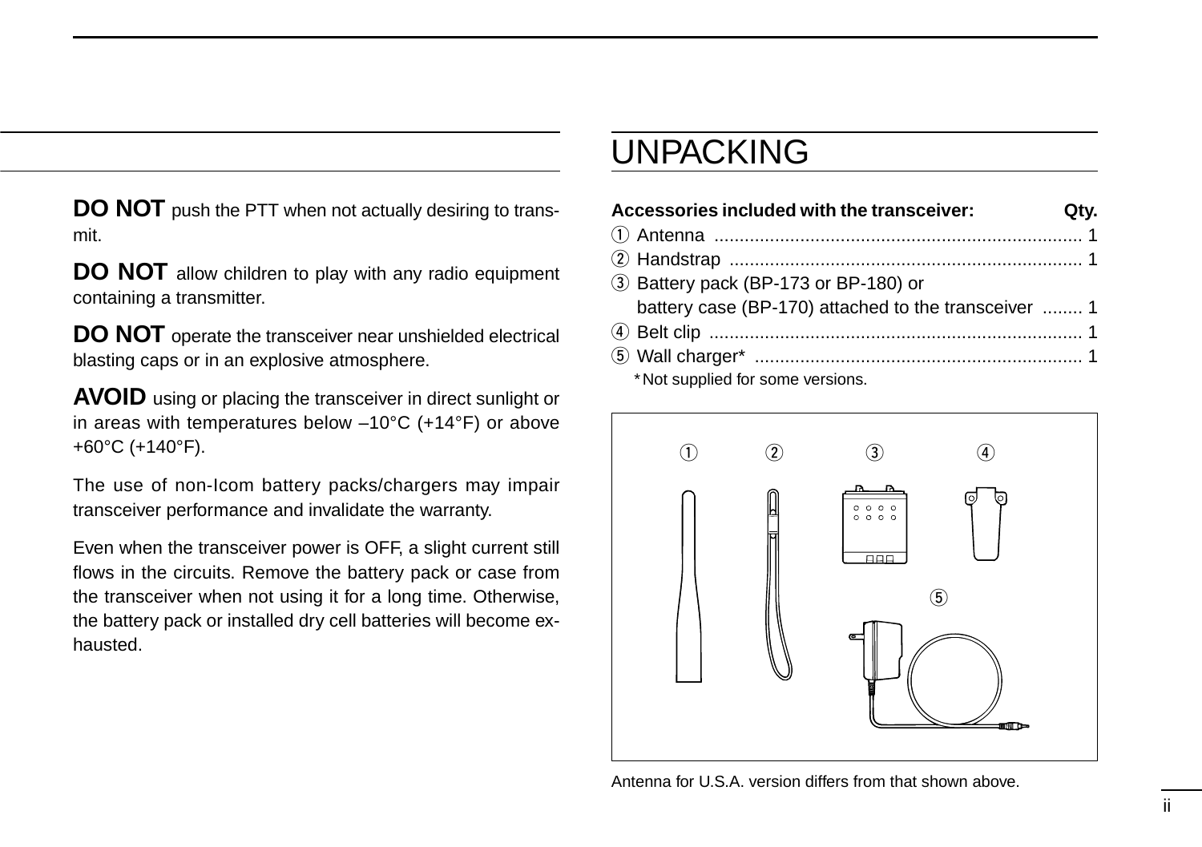**DO NOT** push the PTT when not actually desiring to transmit.

**DO NOT** allow children to play with any radio equipment containing a transmitter.

**DO NOT** operate the transceiver near unshielded electrical blasting caps or in an explosive atmosphere.

**AVOID** using or placing the transceiver in direct sunlight or in areas with temperatures below –10°C (+14°F) or above +60°C (+140°F).

The use of non-Icom battery packs/chargers may impair transceiver performance and invalidate the warranty.

Even when the transceiver power is OFF, a slight current still flows in the circuits. Remove the battery pack or case from the transceiver when not using it for a long time. Otherwise, the battery pack or installed dry cell batteries will become exhausted.

# UNPACKING

| Accessories included with the transceiver: | Qty. |
|---|---|
| ① Antenna | 1 |
| ② Handstrap | 1 |
| ③ Battery pack (BP-173 or BP-180) or battery case (BP-170) attached to the transceiver | 1 |
| ④ Belt clip | 1 |
| ⑤ Wall charger* | 1 |

*Not supplied for some versions.

Antenna for U.S.A. version differs from that shown above.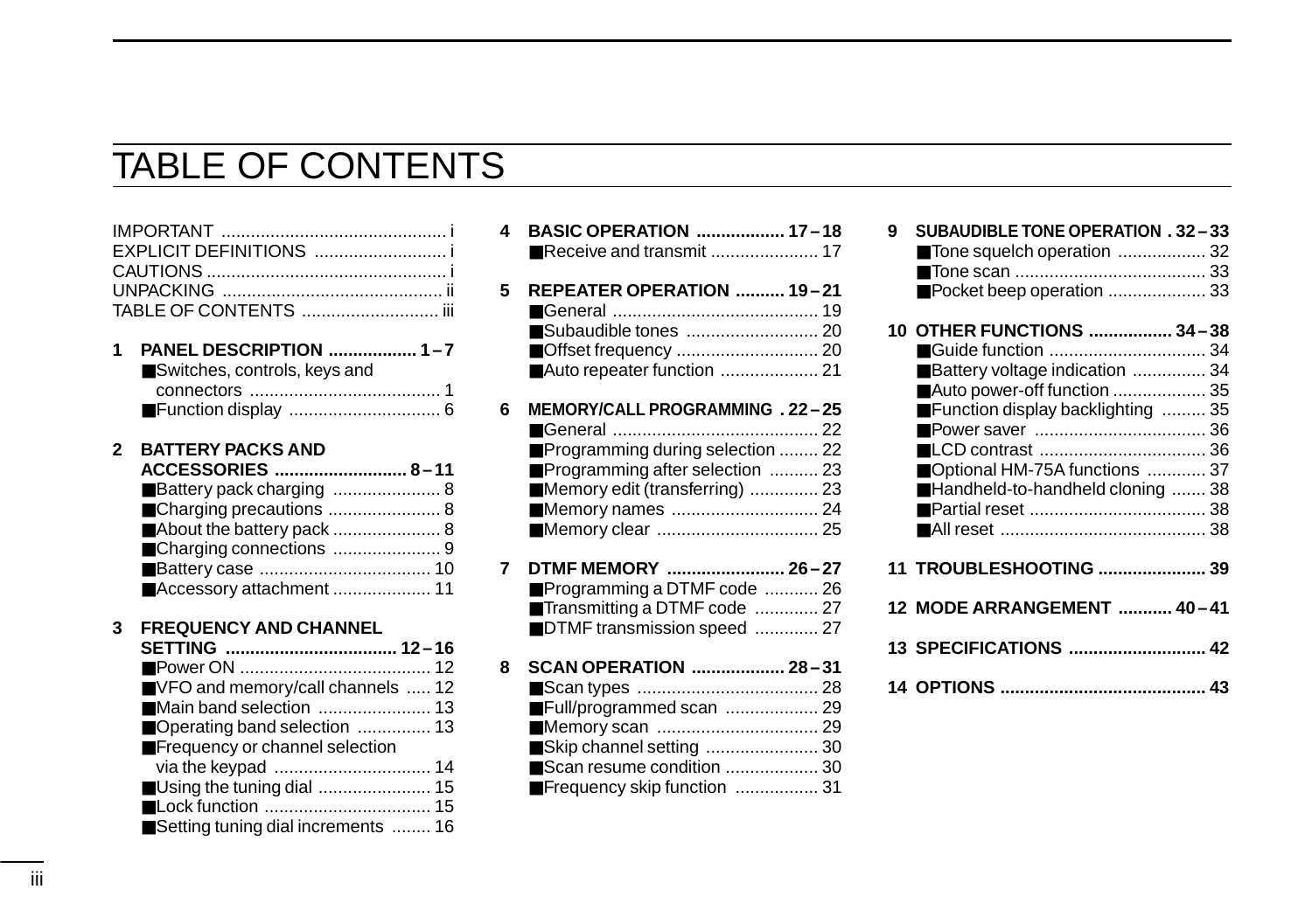# TABLE OF CONTENTS

IMPORTANT .............................................. i
EXPLICIT DEFINITIONS ........................... i
CAUTIONS ................................................. i
UNPACKING ............................................. ii
TABLE OF CONTENTS ............................ iii

**1 PANEL DESCRIPTION .................. 1 – 7**
- ■Switches, controls, keys and connectors ....................................... 1
- ■Function display ............................... 6

**2 BATTERY PACKS AND ACCESSORIES ........................... 8 – 11**
- ■Battery pack charging ...................... 8
- ■Charging precautions ....................... 8
- ■About the battery pack ...................... 8
- ■Charging connections ...................... 9
- ■Battery case ................................... 10
- ■Accessory attachment .................... 11

**3 FREQUENCY AND CHANNEL SETTING ................................... 12 – 16**
- ■Power ON ....................................... 12
- ■VFO and memory/call channels ..... 12
- ■Main band selection ....................... 13
- ■Operating band selection ............... 13
- ■Frequency or channel selection via the keypad ................................ 14
- ■Using the tuning dial ....................... 15
- ■Lock function .................................. 15
- ■Setting tuning dial increments ........ 16

**4 BASIC OPERATION .................. 17 – 18**
- ■Receive and transmit ...................... 17

**5 REPEATER OPERATION .......... 19 – 21**
- ■General .......................................... 19
- ■Subaudible tones ........................... 20
- ■Offset frequency ............................. 20
- ■Auto repeater function .................... 21

**6 MEMORY/CALL PROGRAMMING . 22 – 25**
- ■General .......................................... 22
- ■Programming during selection ........ 22
- ■Programming after selection .......... 23
- ■Memory edit (transferring) ............. 23
- ■Memory names .............................. 24
- ■Memory clear ................................. 25

**7 DTMF MEMORY ........................ 26 – 27**
- ■Programming a DTMF code ........... 26
- ■Transmitting a DTMF code ............. 27
- ■DTMF transmission speed ............. 27

**8 SCAN OPERATION ................... 28 – 31**
- ■Scan types ..................................... 28
- ■Full/programmed scan ................... 29
- ■Memory scan ................................. 29
- ■Skip channel setting ....................... 30
- ■Scan resume condition ................... 30
- ■Frequency skip function ................. 31

**9 SUBAUDIBLE TONE OPERATION . 32 – 33**
- ■Tone squelch operation .................. 32
- ■Tone scan ....................................... 33
- ■Pocket beep operation .................... 33

**10 OTHER FUNCTIONS ................. 34 – 38**
- ■Guide function ................................ 34
- ■Battery voltage indication ............... 34
- ■Auto power-off function ................... 35
- ■Function display backlighting ......... 35
- ■Power saver ................................... 36
- ■LCD contrast .................................. 36
- ■Optional HM-75A functions ............ 37
- ■Handheld-to-handheld cloning ....... 38
- ■Partial reset .................................... 38
- ■All reset .......................................... 38

**11 TROUBLESHOOTING ...................... 39**

**12 MODE ARRANGEMENT ........... 40 – 41**

**13 SPECIFICATIONS ............................ 42**

**14 OPTIONS .......................................... 43**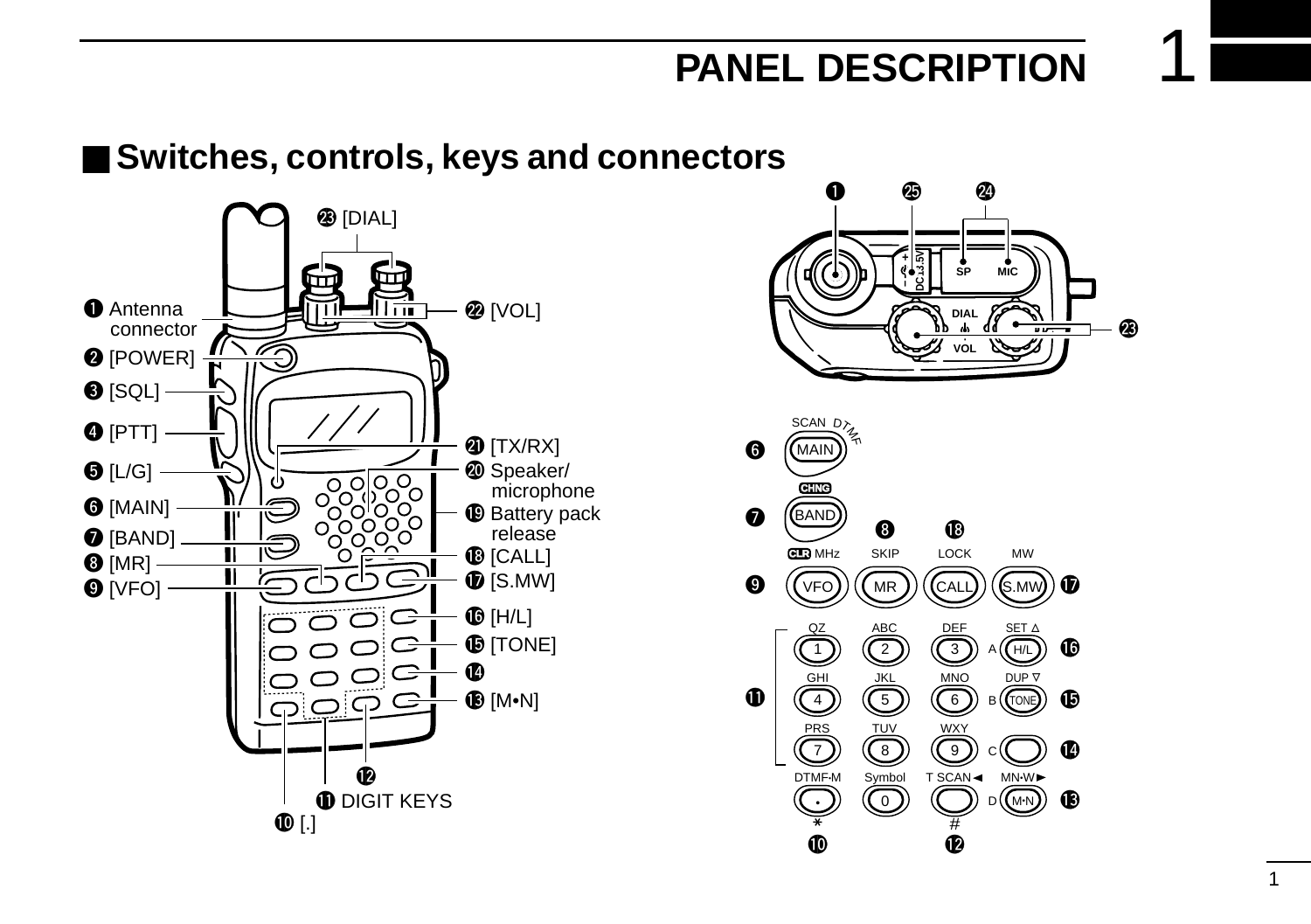# PANEL DESCRIPTION

## ■ Switches, controls, keys and connectors

❶ Antenna connector
❷ [POWER]
❸ [SQL]
❹ [PTT]
❺ [L/G]
❻ [MAIN]
❼ [BAND]
❽ [MR]
❾ [VFO]
❿ [.]
⓫ DIGIT KEYS
⓬
⓭ [M•N]
⓮
⓯ [TONE]
⓰ [H/L]
⓱ [S.MW]
⓲ [CALL]
⓳ Battery pack release
⓴ Speaker/ microphone
㉑ [TX/RX]
㉒ [VOL]
㉓ [DIAL]
㉔
㉕

SP MIC
DC13.5V
DIAL
VOL

SCAN DTMF
MAIN
CHNG
BAND
CLR MHz SKIP LOCK MW
VFO MR CALL S.MW
QZ ABC DEF SET △
1 2 3 A H/L
GHI JKL MNO DUP ▽
4 5 6 B TONE
PRS TUV WXY
7 8 9 C
DTMF-M Symbol T SCAN◄ MN•W►
• 0 D M•N
∗ #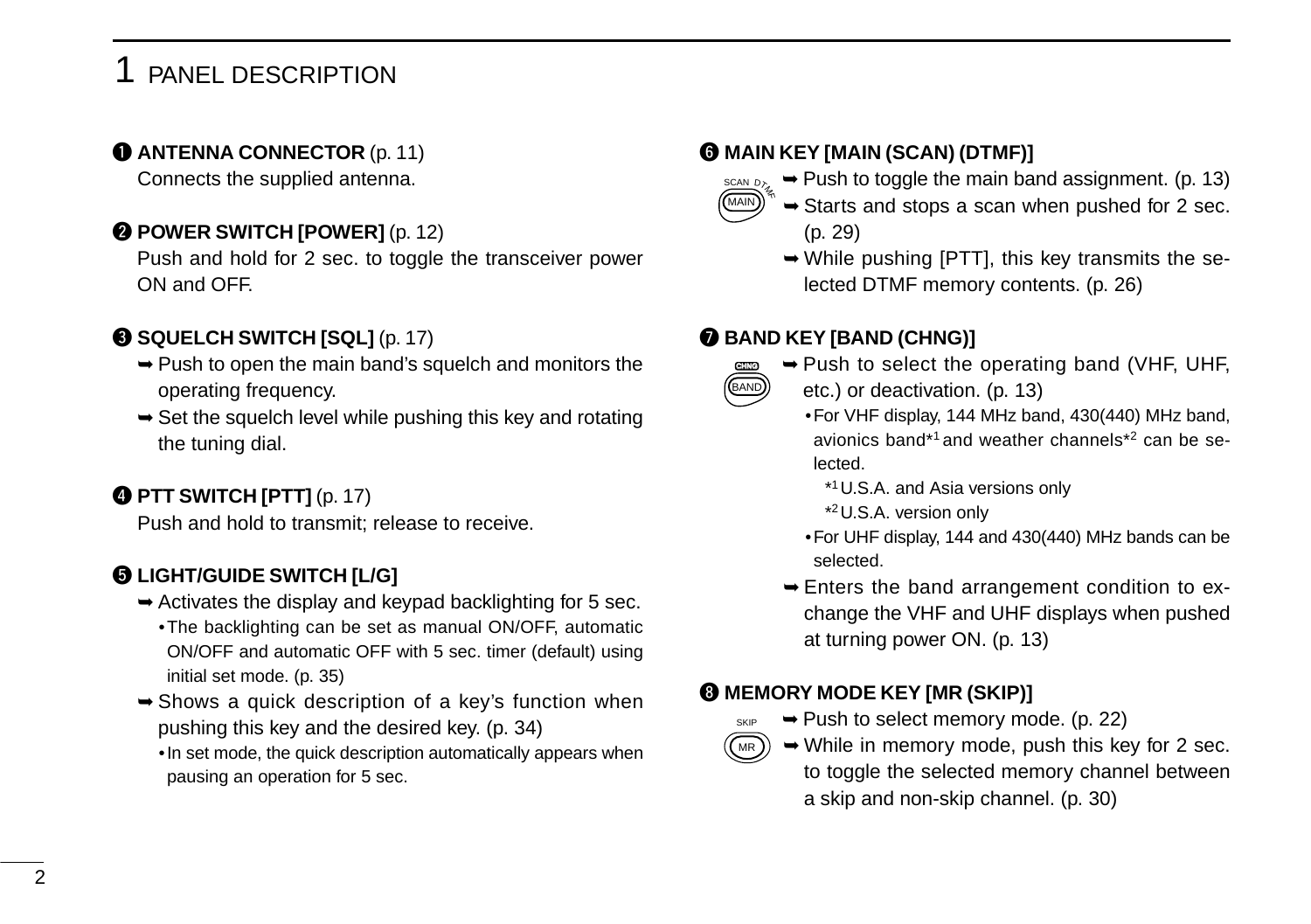# 1 PANEL DESCRIPTION

❶ **ANTENNA CONNECTOR** (p. 11)
Connects the supplied antenna.

❷ **POWER SWITCH [POWER]** (p. 12)
Push and hold for 2 sec. to toggle the transceiver power ON and OFF.

❸ **SQUELCH SWITCH [SQL]** (p. 17)
- ➥ Push to open the main band's squelch and monitors the operating frequency.
- ➥ Set the squelch level while pushing this key and rotating the tuning dial.

❹ **PTT SWITCH [PTT]** (p. 17)
Push and hold to transmit; release to receive.

❺ **LIGHT/GUIDE SWITCH [L/G]**
- ➥ Activates the display and keypad backlighting for 5 sec.
  - The backlighting can be set as manual ON/OFF, automatic ON/OFF and automatic OFF with 5 sec. timer (default) using initial set mode. (p. 35)
- ➥ Shows a quick description of a key's function when pushing this key and the desired key. (p. 34)
  - In set mode, the quick description automatically appears when pausing an operation for 5 sec.

❻ **MAIN KEY [MAIN (SCAN) (DTMF)]**

SCAN DTMF MAIN

- ➥ Push to toggle the main band assignment. (p. 13)
- ➥ Starts and stops a scan when pushed for 2 sec. (p. 29)
- ➥ While pushing [PTT], this key transmits the selected DTMF memory contents. (p. 26)

❼ **BAND KEY [BAND (CHNG)]**

CHNG BAND

- ➥ Push to select the operating band (VHF, UHF, etc.) or deactivation. (p. 13)
  - For VHF display, 144 MHz band, 430(440) MHz band, avionics band*1 and weather channels*2 can be selected.
    - *1 U.S.A. and Asia versions only
    - *2 U.S.A. version only
  - For UHF display, 144 and 430(440) MHz bands can be selected.
- ➥ Enters the band arrangement condition to exchange the VHF and UHF displays when pushed at turning power ON. (p. 13)

❽ **MEMORY MODE KEY [MR (SKIP)]**

SKIP MR

- ➥ Push to select memory mode. (p. 22)
- ➥ While in memory mode, push this key for 2 sec. to toggle the selected memory channel between a skip and non-skip channel. (p. 30)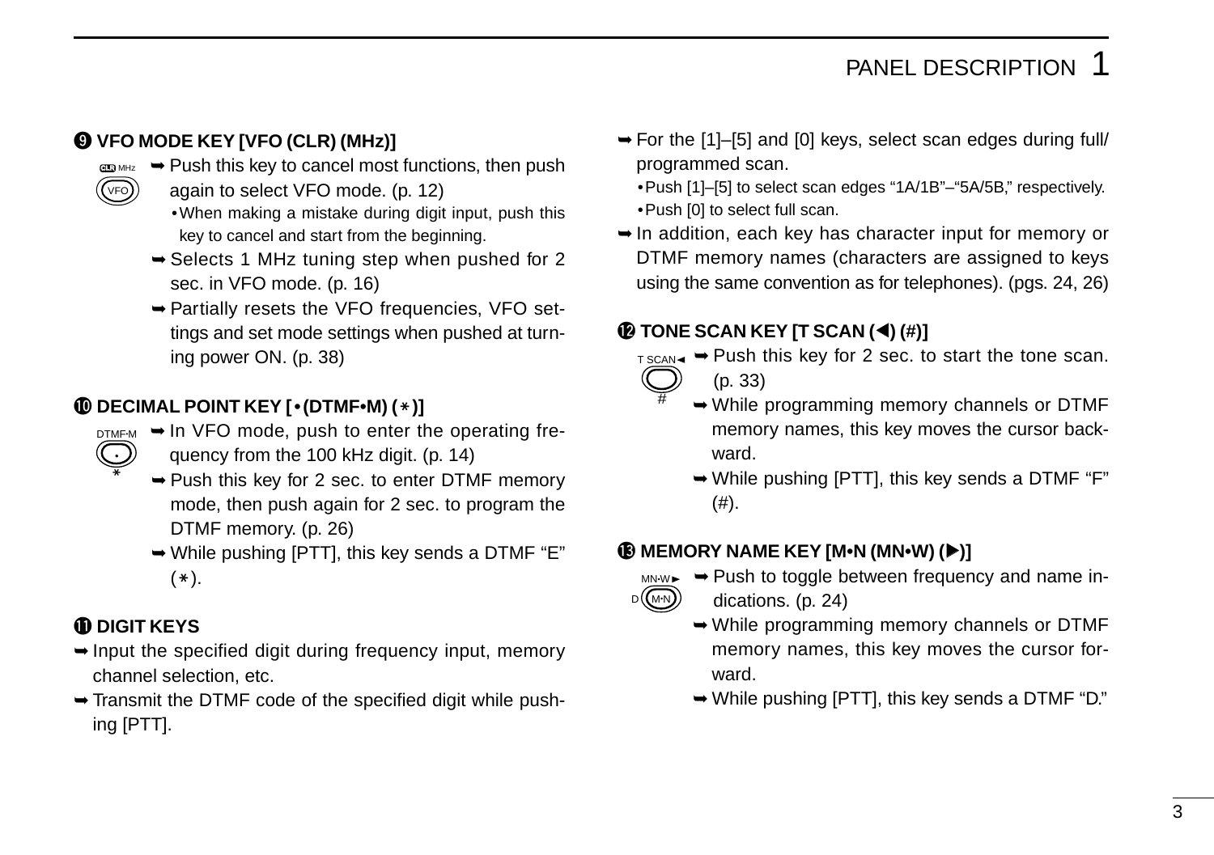### ❾ VFO MODE KEY [VFO (CLR) (MHz)]

➥ Push this key to cancel most functions, then push again to select VFO mode. (p. 12)
- When making a mistake during digit input, push this key to cancel and start from the beginning.

➥ Selects 1 MHz tuning step when pushed for 2 sec. in VFO mode. (p. 16)

➥ Partially resets the VFO frequencies, VFO settings and set mode settings when pushed at turning power ON. (p. 38)

### ❿ DECIMAL POINT KEY [•(DTMF•M) (∗)]

➥ In VFO mode, push to enter the operating frequency from the 100 kHz digit. (p. 14)

➥ Push this key for 2 sec. to enter DTMF memory mode, then push again for 2 sec. to program the DTMF memory. (p. 26)

➥ While pushing [PTT], this key sends a DTMF "E" (∗).

### ⓫ DIGIT KEYS

➥ Input the specified digit during frequency input, memory channel selection, etc.

➥ Transmit the DTMF code of the specified digit while pushing [PTT].

➥ For the [1]–[5] and [0] keys, select scan edges during full/programmed scan.
- Push [1]–[5] to select scan edges "1A/1B"–"5A/5B," respectively.
- Push [0] to select full scan.

➥ In addition, each key has character input for memory or DTMF memory names (characters are assigned to keys using the same convention as for telephones). (pgs. 24, 26)

### ⓬ TONE SCAN KEY [T SCAN (◀) (#)]

➥ Push this key for 2 sec. to start the tone scan. (p. 33)

➥ While programming memory channels or DTMF memory names, this key moves the cursor backward.

➥ While pushing [PTT], this key sends a DTMF "F" (#).

### ⓭ MEMORY NAME KEY [M•N (MN•W) (▶)]

➥ Push to toggle between frequency and name indications. (p. 24)

➥ While programming memory channels or DTMF memory names, this key moves the cursor forward.

➥ While pushing [PTT], this key sends a DTMF "D."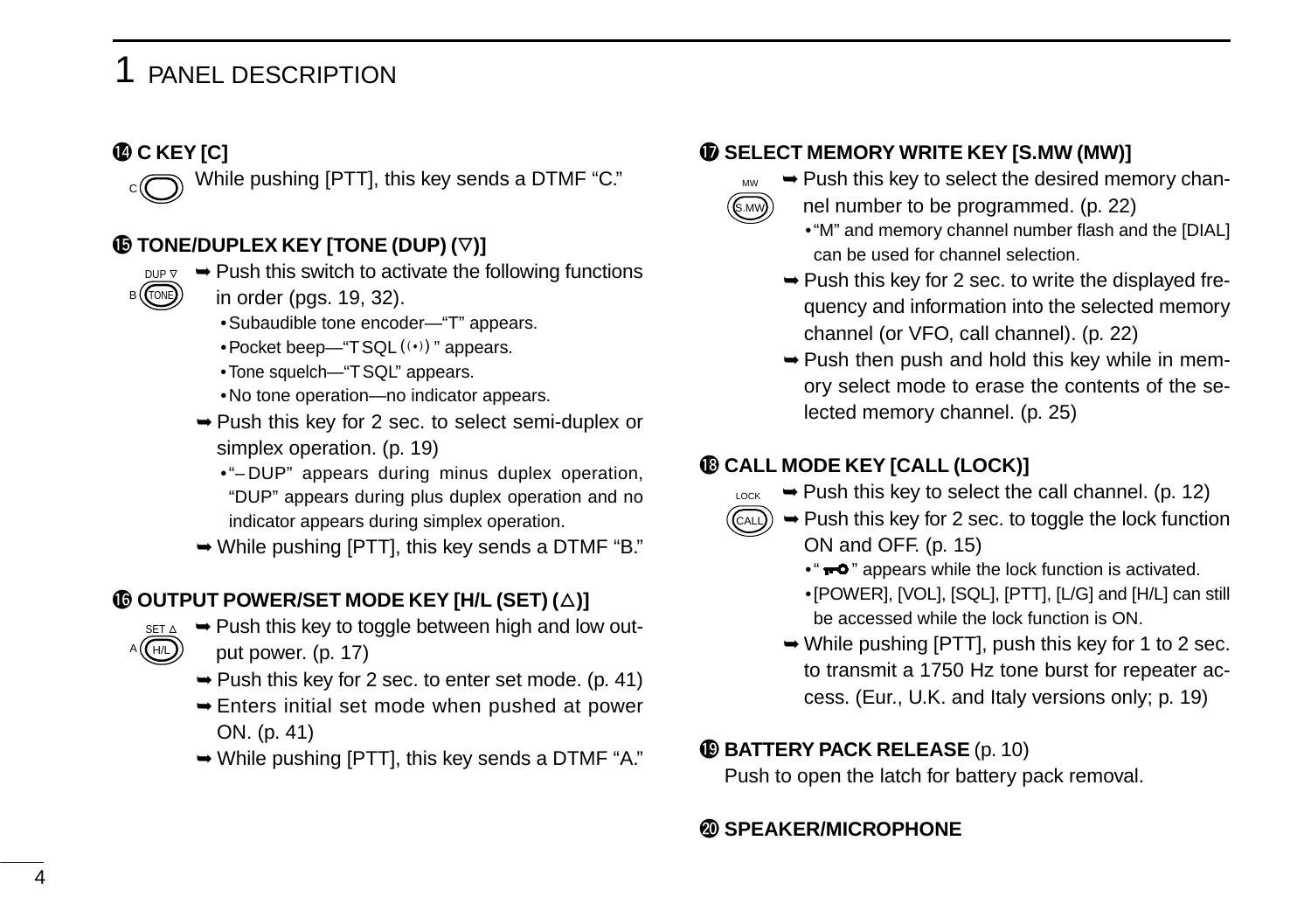## ⓮ C KEY [C]

While pushing [PTT], this key sends a DTMF "C."

## ⓯ TONE/DUPLEX KEY [TONE (DUP) (▽)]

➥ Push this switch to activate the following functions in order (pgs. 19, 32).
- Subaudible tone encoder—"T" appears.
- Pocket beep—"T SQL ((•))" appears.
- Tone squelch—"T SQL" appears.
- No tone operation—no indicator appears.

➥ Push this key for 2 sec. to select semi-duplex or simplex operation. (p. 19)
- "– DUP" appears during minus duplex operation, "DUP" appears during plus duplex operation and no indicator appears during simplex operation.

➥ While pushing [PTT], this key sends a DTMF "B."

## ⓰ OUTPUT POWER/SET MODE KEY [H/L (SET) (△)]

➥ Push this key to toggle between high and low output power. (p. 17)

➥ Push this key for 2 sec. to enter set mode. (p. 41)

➥ Enters initial set mode when pushed at power ON. (p. 41)

➥ While pushing [PTT], this key sends a DTMF "A."

## ⓱ SELECT MEMORY WRITE KEY [S.MW (MW)]

➥ Push this key to select the desired memory channel number to be programmed. (p. 22)
- "M" and memory channel number flash and the [DIAL] can be used for channel selection.

➥ Push this key for 2 sec. to write the displayed frequency and information into the selected memory channel (or VFO, call channel). (p. 22)

➥ Push then push and hold this key while in memory select mode to erase the contents of the selected memory channel. (p. 25)

## ⓲ CALL MODE KEY [CALL (LOCK)]

➥ Push this key to select the call channel. (p. 12)

➥ Push this key for 2 sec. to toggle the lock function ON and OFF. (p. 15)
- "⊶" appears while the lock function is activated.
- [POWER], [VOL], [SQL], [PTT], [L/G] and [H/L] can still be accessed while the lock function is ON.

➥ While pushing [PTT], push this key for 1 to 2 sec. to transmit a 1750 Hz tone burst for repeater access. (Eur., U.K. and Italy versions only; p. 19)

## ⓳ BATTERY PACK RELEASE (p. 10)

Push to open the latch for battery pack removal.

## ⓴ SPEAKER/MICROPHONE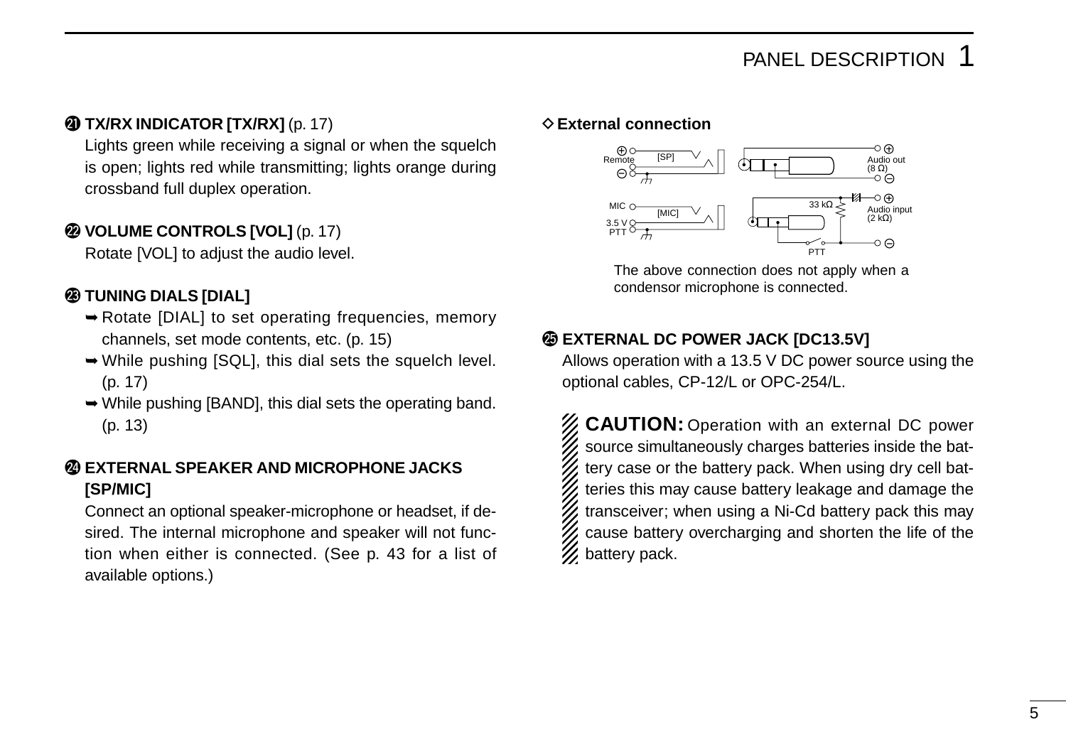㉑ **TX/RX INDICATOR [TX/RX]** (p. 17)

Lights green while receiving a signal or when the squelch is open; lights red while transmitting; lights orange during crossband full duplex operation.

㉒ **VOLUME CONTROLS [VOL]** (p. 17)

Rotate [VOL] to adjust the audio level.

㉓ **TUNING DIALS [DIAL]**

- ➥ Rotate [DIAL] to set operating frequencies, memory channels, set mode contents, etc. (p. 15)
- ➥ While pushing [SQL], this dial sets the squelch level. (p. 17)
- ➥ While pushing [BAND], this dial sets the operating band. (p. 13)

㉔ **EXTERNAL SPEAKER AND MICROPHONE JACKS [SP/MIC]**

Connect an optional speaker-microphone or headset, if desired. The internal microphone and speaker will not function when either is connected. (See p. 43 for a list of available options.)

**◇ External connection**

Remote ⊕ ⊖ [SP] Audio out (8 Ω) ⊕ ⊖

MIC [MIC] 3.5 V PTT 33 kΩ Audio input (2 kΩ) ⊕ ⊖ PTT

The above connection does not apply when a condensor microphone is connected.

㉕ **EXTERNAL DC POWER JACK [DC13.5V]**

Allows operation with a 13.5 V DC power source using the optional cables, CP-12/L or OPC-254/L.

**CAUTION:** Operation with an external DC power source simultaneously charges batteries inside the battery case or the battery pack. When using dry cell batteries this may cause battery leakage and damage the transceiver; when using a Ni-Cd battery pack this may cause battery overcharging and shorten the life of the battery pack.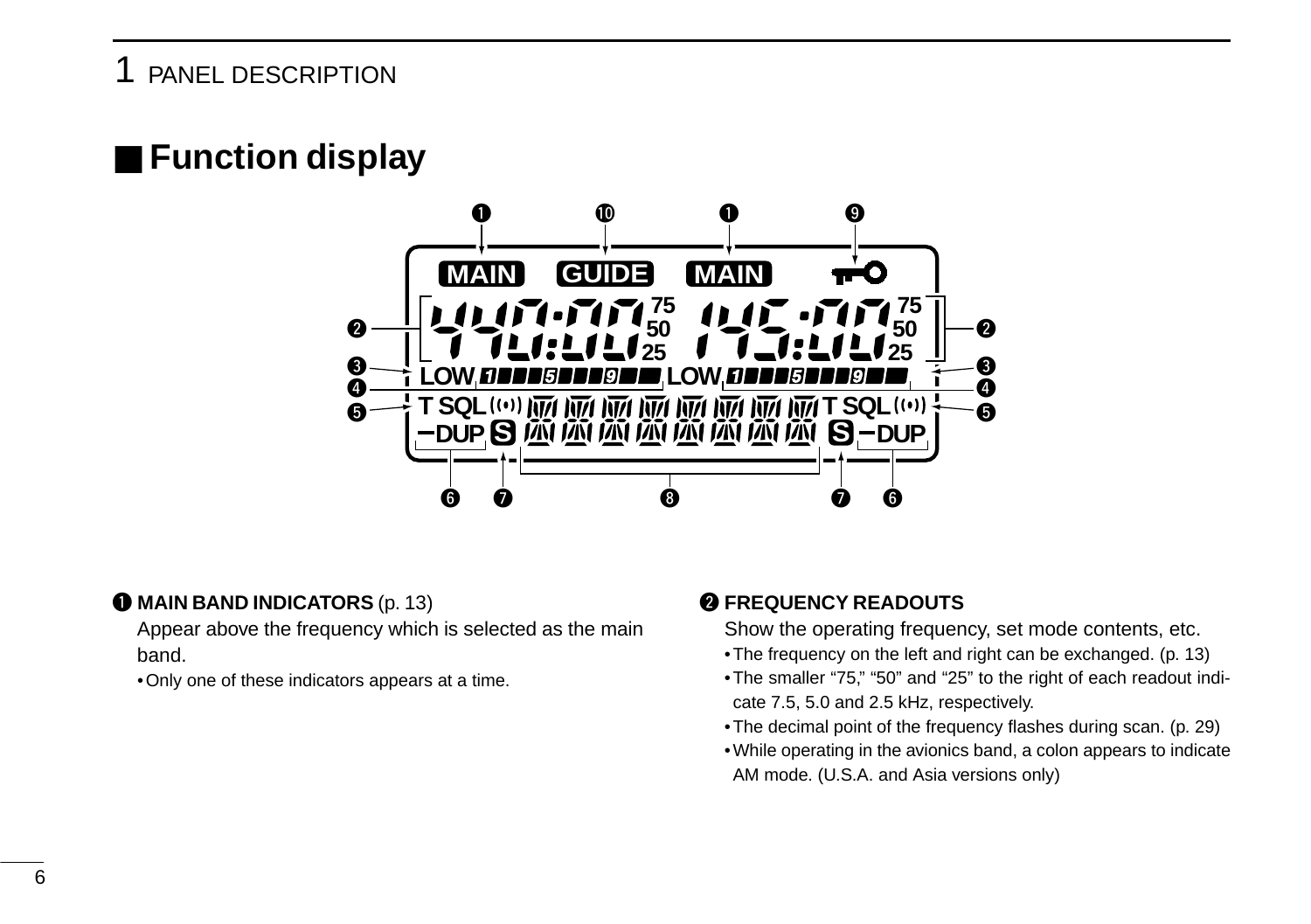## ■ Function display

**❶ MAIN BAND INDICATORS** (p. 13)

Appear above the frequency which is selected as the main band.

- Only one of these indicators appears at a time.

**❷ FREQUENCY READOUTS**

Show the operating frequency, set mode contents, etc.

- The frequency on the left and right can be exchanged. (p. 13)
- The smaller "75," "50" and "25" to the right of each readout indicate 7.5, 5.0 and 2.5 kHz, respectively.
- The decimal point of the frequency flashes during scan. (p. 29)
- While operating in the avionics band, a colon appears to indicate AM mode. (U.S.A. and Asia versions only)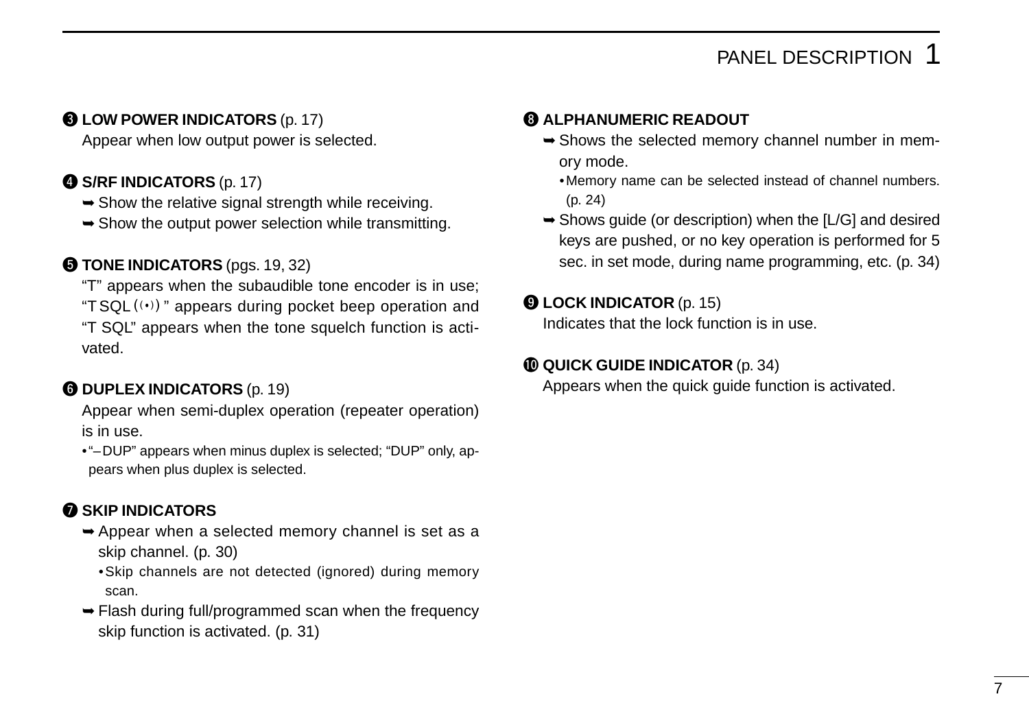**❸ LOW POWER INDICATORS** (p. 17)

Appear when low output power is selected.

**❹ S/RF INDICATORS** (p. 17)

- ➥ Show the relative signal strength while receiving.
- ➥ Show the output power selection while transmitting.

**❺ TONE INDICATORS** (pgs. 19, 32)

"T" appears when the subaudible tone encoder is in use; "T SQL ((•))" appears during pocket beep operation and "T SQL" appears when the tone squelch function is activated.

**❻ DUPLEX INDICATORS** (p. 19)

Appear when semi-duplex operation (repeater operation) is in use.

- "–DUP" appears when minus duplex is selected; "DUP" only, appears when plus duplex is selected.

**❼ SKIP INDICATORS**

- ➥ Appear when a selected memory channel is set as a skip channel. (p. 30)
  - Skip channels are not detected (ignored) during memory scan.
- ➥ Flash during full/programmed scan when the frequency skip function is activated. (p. 31)

**❽ ALPHANUMERIC READOUT**

- ➥ Shows the selected memory channel number in memory mode.
  - Memory name can be selected instead of channel numbers. (p. 24)
- ➥ Shows guide (or description) when the [L/G] and desired keys are pushed, or no key operation is performed for 5 sec. in set mode, during name programming, etc. (p. 34)

**❾ LOCK INDICATOR** (p. 15)

Indicates that the lock function is in use.

**❿ QUICK GUIDE INDICATOR** (p. 34)

Appears when the quick guide function is activated.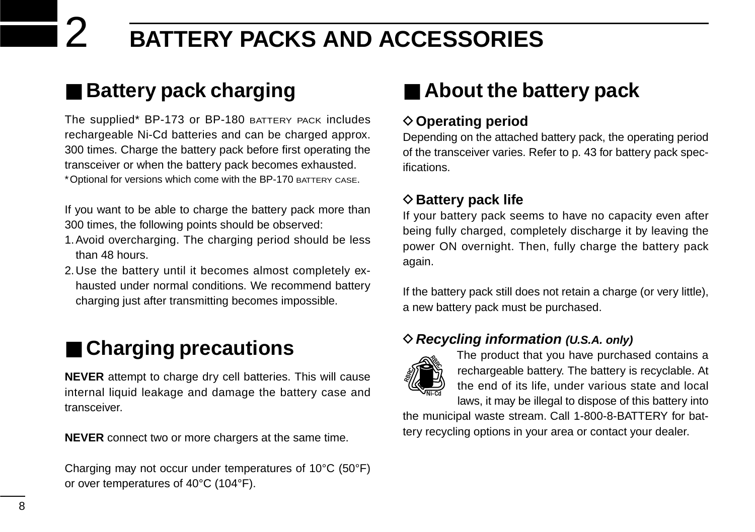# 2 BATTERY PACKS AND ACCESSORIES

## ■ Battery pack charging

The supplied* BP-173 or BP-180 BATTERY PACK includes rechargeable Ni-Cd batteries and can be charged approx. 300 times. Charge the battery pack before first operating the transceiver or when the battery pack becomes exhausted.

*Optional for versions which come with the BP-170 BATTERY CASE.

If you want to be able to charge the battery pack more than 300 times, the following points should be observed:

1. Avoid overcharging. The charging period should be less than 48 hours.
2. Use the battery until it becomes almost completely exhausted under normal conditions. We recommend battery charging just after transmitting becomes impossible.

## ■ Charging precautions

**NEVER** attempt to charge dry cell batteries. This will cause internal liquid leakage and damage the battery case and transceiver.

**NEVER** connect two or more chargers at the same time.

Charging may not occur under temperatures of 10°C (50°F) or over temperatures of 40°C (104°F).

## ■ About the battery pack

### ◇ Operating period

Depending on the attached battery pack, the operating period of the transceiver varies. Refer to p. 43 for battery pack specifications.

### ◇ Battery pack life

If your battery pack seems to have no capacity even after being fully charged, completely discharge it by leaving the power ON overnight. Then, fully charge the battery pack again.

If the battery pack still does not retain a charge (or very little), a new battery pack must be purchased.

### ◇ *Recycling information (U.S.A. only)*

The product that you have purchased contains a rechargeable battery. The battery is recyclable. At the end of its life, under various state and local laws, it may be illegal to dispose of this battery into the municipal waste stream. Call 1-800-8-BATTERY for battery recycling options in your area or contact your dealer.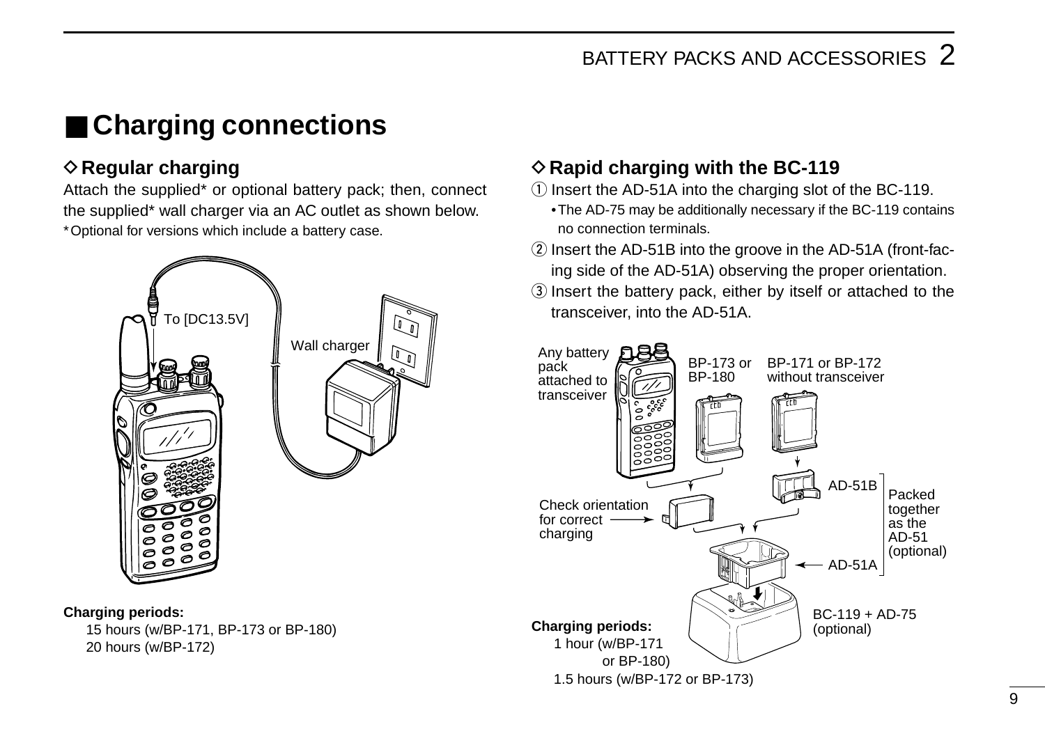## ■ Charging connections

### ◇ Regular charging

Attach the supplied* or optional battery pack; then, connect the supplied* wall charger via an AC outlet as shown below.

*Optional for versions which include a battery case.

To [DC13.5V]

Wall charger

**Charging periods:**

15 hours (w/BP-171, BP-173 or BP-180)
20 hours (w/BP-172)

### ◇ Rapid charging with the BC-119

① Insert the AD-51A into the charging slot of the BC-119.
  • The AD-75 may be additionally necessary if the BC-119 contains no connection terminals.

② Insert the AD-51B into the groove in the AD-51A (front-facing side of the AD-51A) observing the proper orientation.

③ Insert the battery pack, either by itself or attached to the transceiver, into the AD-51A.

Any battery pack attached to transceiver

BP-173 or BP-180

BP-171 or BP-172 without transceiver

AD-51B

Check orientation for correct charging

Packed together as the AD-51 (optional)

AD-51A

BC-119 + AD-75 (optional)

**Charging periods:**

1 hour (w/BP-171 or BP-180)
1.5 hours (w/BP-172 or BP-173)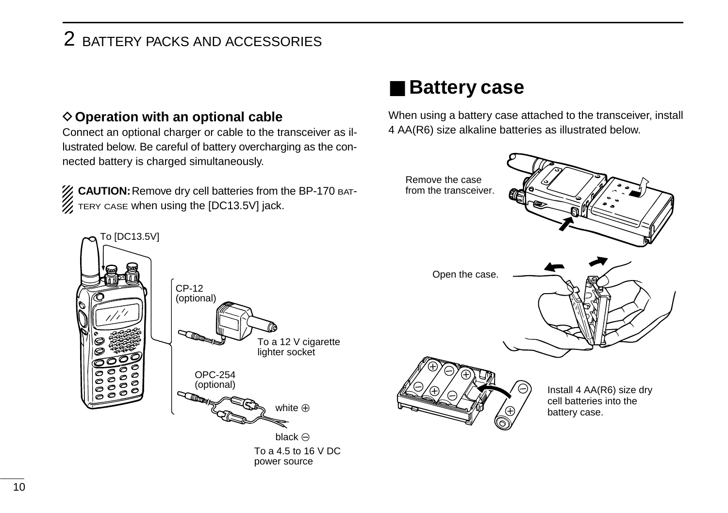## ◇ Operation with an optional cable

Connect an optional charger or cable to the transceiver as illustrated below. Be careful of battery overcharging as the connected battery is charged simultaneously.

**CAUTION:** Remove dry cell batteries from the BP-170 BATTERY CASE when using the [DC13.5V] jack.

To [DC13.5V]

CP-12 (optional)

To a 12 V cigarette lighter socket

OPC-254 (optional)

white ⊕

black ⊖

To a 4.5 to 16 V DC power source

## ■ Battery case

When using a battery case attached to the transceiver, install 4 AA(R6) size alkaline batteries as illustrated below.

Remove the case from the transceiver.

Open the case.

Install 4 AA(R6) size dry cell batteries into the battery case.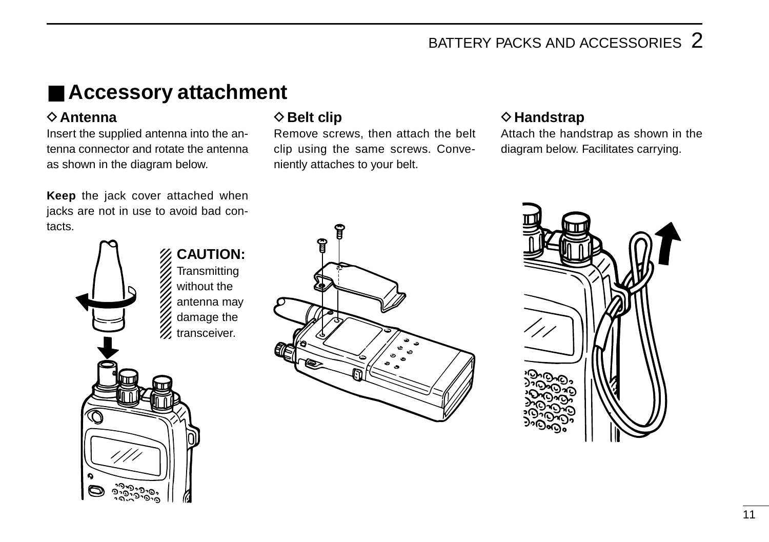## ■ Accessory attachment

### ◇ Antenna

Insert the supplied antenna into the antenna connector and rotate the antenna as shown in the diagram below.

**Keep** the jack cover attached when jacks are not in use to avoid bad contacts.

**CAUTION:** Transmitting without the antenna may damage the transceiver.

### ◇ Belt clip

Remove screws, then attach the belt clip using the same screws. Conveniently attaches to your belt.

### ◇ Handstrap

Attach the handstrap as shown in the diagram below. Facilitates carrying.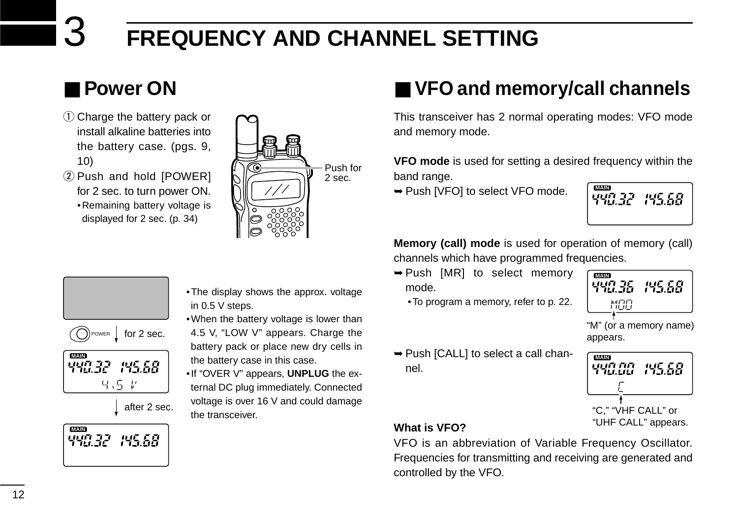# 3 FREQUENCY AND CHANNEL SETTING

## ■ Power ON

① Charge the battery pack or install alkaline batteries into the battery case. (pgs. 9, 10)

② Push and hold [POWER] for 2 sec. to turn power ON.
- Remaining battery voltage is displayed for 2 sec. (p. 34)

Push for 2 sec.

POWER for 2 sec.

after 2 sec.

- The display shows the approx. voltage in 0.5 V steps.
- When the battery voltage is lower than 4.5 V, "LOW V" appears. Charge the battery pack or place new dry cells in the battery case in this case.
- If "OVER V" appears, **UNPLUG** the external DC plug immediately. Connected voltage is over 16 V and could damage the transceiver.

## ■ VFO and memory/call channels

This transceiver has 2 normal operating modes: VFO mode and memory mode.

**VFO mode** is used for setting a desired frequency within the band range.

➥ Push [VFO] to select VFO mode.

**Memory (call) mode** is used for operation of memory (call) channels which have programmed frequencies.

➥ Push [MR] to select memory mode.
- To program a memory, refer to p. 22.

"M" (or a memory name) appears.

➥ Push [CALL] to select a call channel.

"C," "VHF CALL" or "UHF CALL" appears.

**What is VFO?**

VFO is an abbreviation of Variable Frequency Oscillator. Frequencies for transmitting and receiving are generated and controlled by the VFO.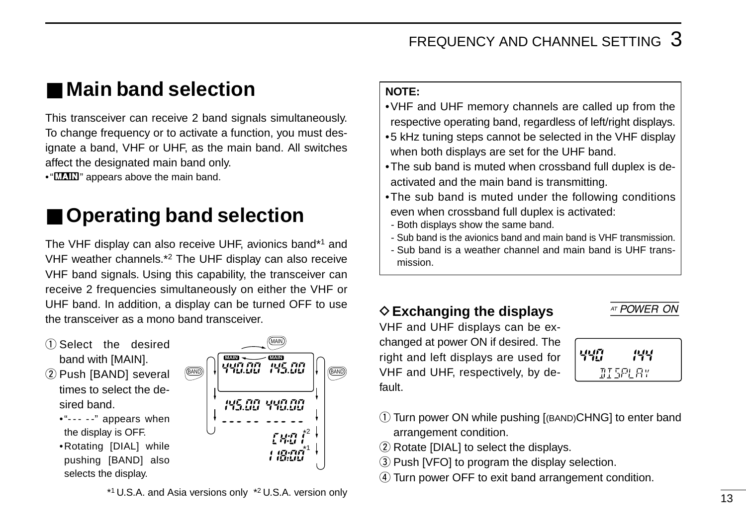## ■ Main band selection

This transceiver can receive 2 band signals simultaneously. To change frequency or to activate a function, you must designate a band, VHF or UHF, as the main band. All switches affect the designated main band only.

• "MAIN" appears above the main band.

## ■ Operating band selection

The VHF display can also receive UHF, avionics band*[1] and VHF weather channels.*[2] The UHF display can also receive VHF band signals. Using this capability, the transceiver can receive 2 frequencies simultaneously on either the VHF or UHF band. In addition, a display can be turned OFF to use the transceiver as a mono band transceiver.

① Select the desired band with [MAIN].

② Push [BAND] several times to select the desired band.
- "--- --" appears when the display is OFF.
- Rotating [DIAL] while pushing [BAND] also selects the display.

MAIN

BAND | MAIN 440.00 | MAIN 145.00 | BAND

145.00 440.00

--- -- --- --

CH:01 *2

118.00 *1

*[1] U.S.A. and Asia versions only *[2] U.S.A. version only

**NOTE:**
- VHF and UHF memory channels are called up from the respective operating band, regardless of left/right displays.
- 5 kHz tuning steps cannot be selected in the VHF display when both displays are set for the UHF band.
- The sub band is muted when crossband full duplex is deactivated and the main band is transmitting.
- The sub band is muted under the following conditions even when crossband full duplex is activated:
  - Both displays show the same band.
  - Sub band is the avionics band and main band is VHF transmission.
  - Sub band is a weather channel and main band is UHF transmission.

### ◇ Exchanging the displays

*AT POWER ON*

VHF and UHF displays can be exchanged at power ON if desired. The right and left displays are used for VHF and UHF, respectively, by default.

440 144
DISPLAY

① Turn power ON while pushing [(BAND)CHNG] to enter band arrangement condition.

② Rotate [DIAL] to select the displays.

③ Push [VFO] to program the display selection.

④ Turn power OFF to exit band arrangement condition.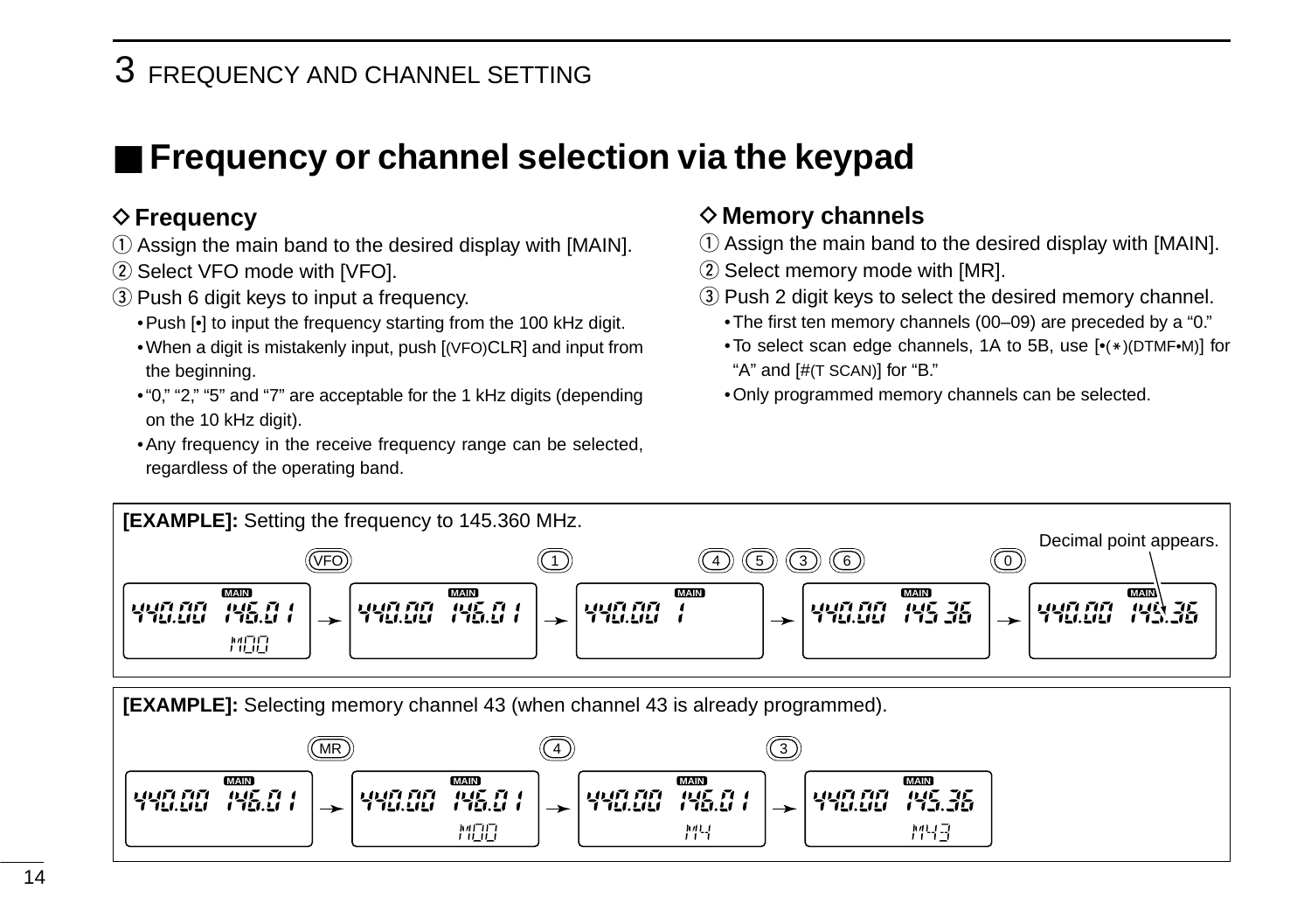# 3 FREQUENCY AND CHANNEL SETTING

## ■ Frequency or channel selection via the keypad

### ◇ Frequency

① Assign the main band to the desired display with [MAIN].

② Select VFO mode with [VFO].

③ Push 6 digit keys to input a frequency.

- Push [•] to input the frequency starting from the 100 kHz digit.
- When a digit is mistakenly input, push [(VFO)CLR] and input from the beginning.
- "0," "2," "5" and "7" are acceptable for the 1 kHz digits (depending on the 10 kHz digit).
- Any frequency in the receive frequency range can be selected, regardless of the operating band.

### ◇ Memory channels

① Assign the main band to the desired display with [MAIN].

② Select memory mode with [MR].

③ Push 2 digit keys to select the desired memory channel.

- The first ten memory channels (00–09) are preceded by a "0."
- To select scan edge channels, 1A to 5B, use [•(∗)(DTMF•M)] for "A" and [#(T SCAN)] for "B."
- Only programmed memory channels can be selected.

**[EXAMPLE]:** Setting the frequency to 145.360 MHz.

VFO → 1 → 4 5 3 6 → 0

440.00 146.01 M00 → 440.00 146.01 → 440.00 1 → 440.00 145 36 → 440.00 145.36

Decimal point appears.

**[EXAMPLE]:** Selecting memory channel 43 (when channel 43 is already programmed).

MR → 4 → 3

440.00 146.01 → 440.00 146.01 M00 → 440.00 146.01 M4 → 440.00 145.36 M43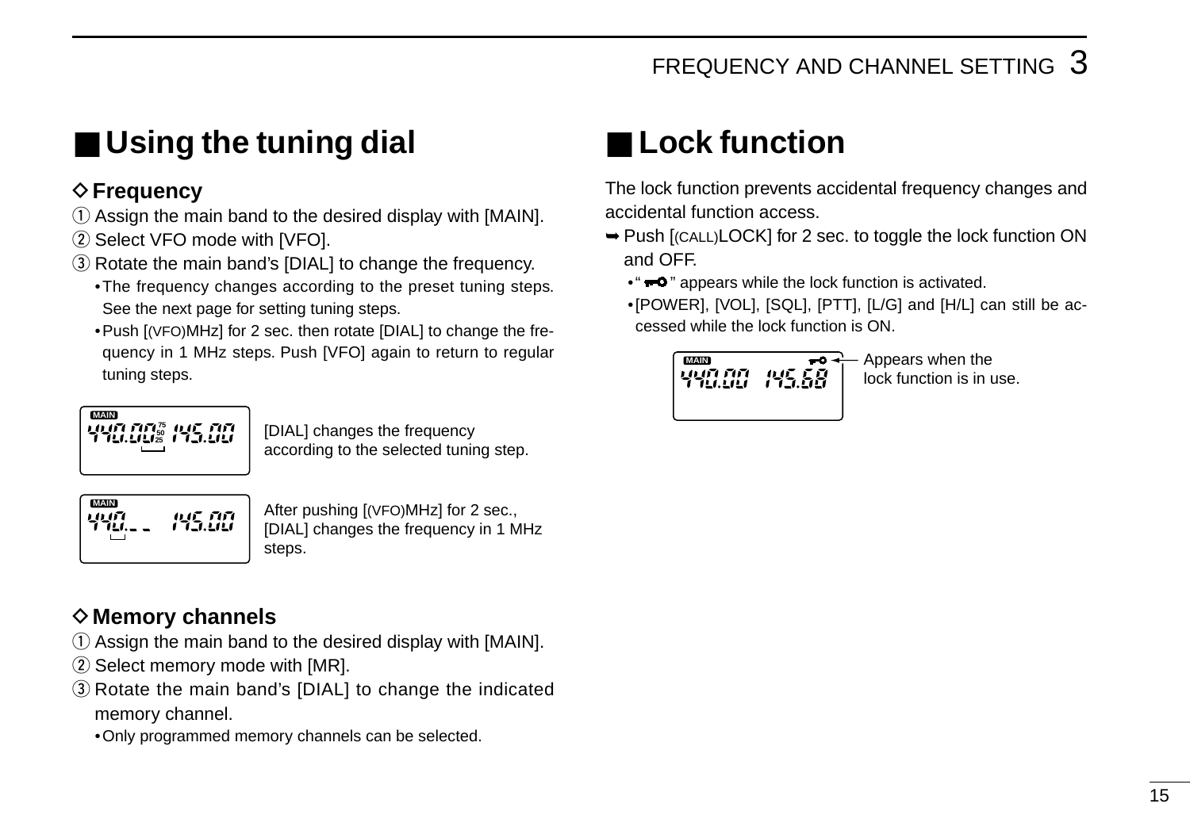## ■ Using the tuning dial

### ◇ Frequency

① Assign the main band to the desired display with [MAIN].
② Select VFO mode with [VFO].
③ Rotate the main band's [DIAL] to change the frequency.
- The frequency changes according to the preset tuning steps. See the next page for setting tuning steps.
- Push [(VFO)MHz] for 2 sec. then rotate [DIAL] to change the frequency in 1 MHz steps. Push [VFO] again to return to regular tuning steps.

MAIN 440.00 75 50 25 145.00

[DIAL] changes the frequency according to the selected tuning step.

MAIN 440.-- 145.00

After pushing [(VFO)MHz] for 2 sec., [DIAL] changes the frequency in 1 MHz steps.

### ◇ Memory channels

① Assign the main band to the desired display with [MAIN].
② Select memory mode with [MR].
③ Rotate the main band's [DIAL] to change the indicated memory channel.
- Only programmed memory channels can be selected.

## ■ Lock function

The lock function prevents accidental frequency changes and accidental function access.

➥ Push [(CALL)LOCK] for 2 sec. to toggle the lock function ON and OFF.
- " 🔑 " appears while the lock function is activated.
- [POWER], [VOL], [SQL], [PTT], [L/G] and [H/L] can still be accessed while the lock function is ON.

MAIN 🔑 440.00 145.68

Appears when the lock function is in use.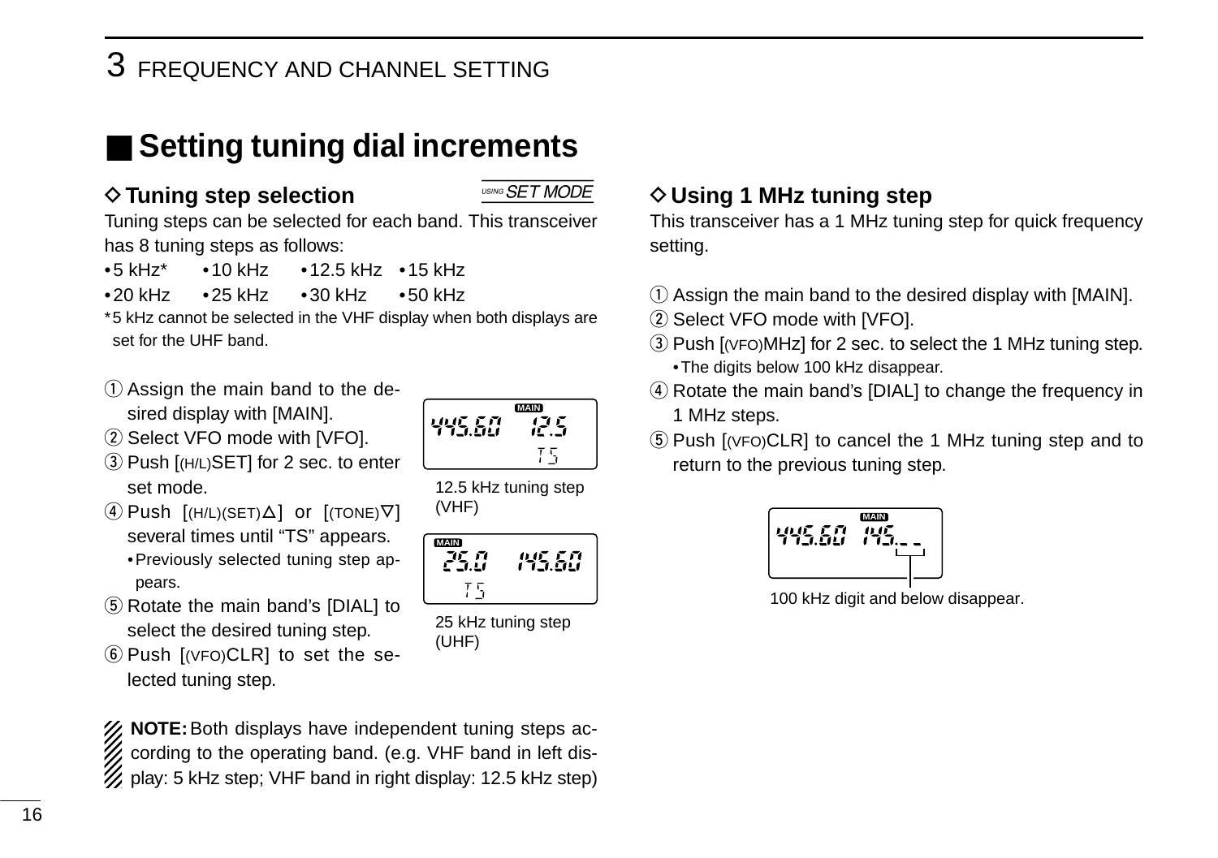## ■ Setting tuning dial increments

### ◇ Tuning step selection

USING SET MODE

Tuning steps can be selected for each band. This transceiver has 8 tuning steps as follows:

- 5 kHz*
- 10 kHz
- 12.5 kHz
- 15 kHz
- 20 kHz
- 25 kHz
- 30 kHz
- 50 kHz

*5 kHz cannot be selected in the VHF display when both displays are set for the UHF band.

① Assign the main band to the desired display with [MAIN].

② Select VFO mode with [VFO].

③ Push [(H/L)SET] for 2 sec. to enter set mode.

④ Push [(H/L)(SET)△] or [(TONE)▽] several times until “TS” appears.
- Previously selected tuning step appears.

⑤ Rotate the main band’s [DIAL] to select the desired tuning step.

⑥ Push [(VFO)CLR] to set the selected tuning step.

12.5 kHz tuning step (VHF)

25 kHz tuning step (UHF)

**NOTE:** Both displays have independent tuning steps according to the operating band. (e.g. VHF band in left display: 5 kHz step; VHF band in right display: 12.5 kHz step)

### ◇ Using 1 MHz tuning step

This transceiver has a 1 MHz tuning step for quick frequency setting.

① Assign the main band to the desired display with [MAIN].

② Select VFO mode with [VFO].

③ Push [(VFO)MHz] for 2 sec. to select the 1 MHz tuning step.
- The digits below 100 kHz disappear.

④ Rotate the main band’s [DIAL] to change the frequency in 1 MHz steps.

⑤ Push [(VFO)CLR] to cancel the 1 MHz tuning step and to return to the previous tuning step.

100 kHz digit and below disappear.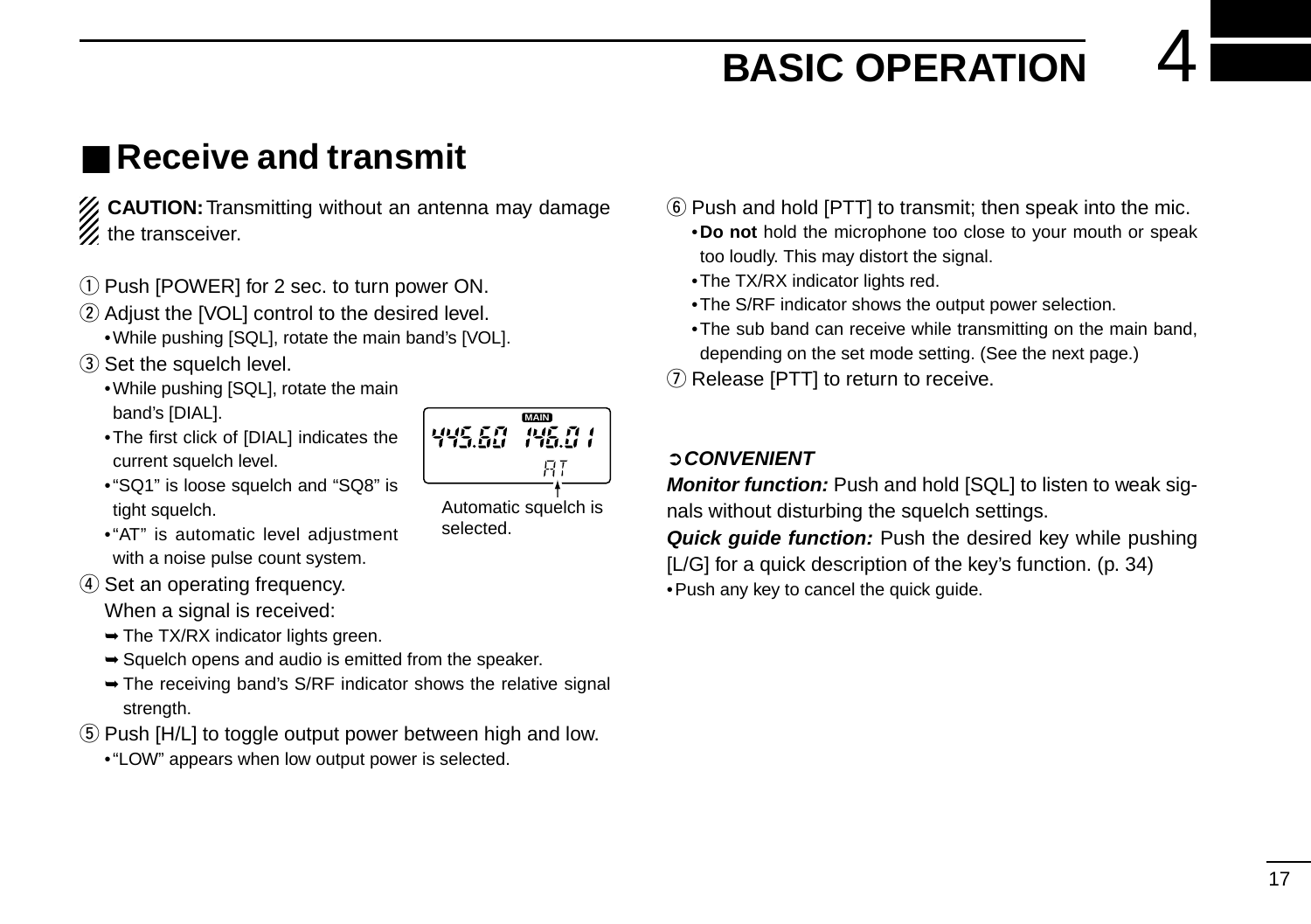## ■ Receive and transmit

**CAUTION:** Transmitting without an antenna may damage the transceiver.

① Push [POWER] for 2 sec. to turn power ON.

② Adjust the [VOL] control to the desired level.
- While pushing [SQL], rotate the main band's [VOL].

③ Set the squelch level.
- While pushing [SQL], rotate the main band's [DIAL].
- The first click of [DIAL] indicates the current squelch level.
- "SQ1" is loose squelch and "SQ8" is tight squelch.
- "AT" is automatic level adjustment with a noise pulse count system.

Automatic squelch is selected.

④ Set an operating frequency.
When a signal is received:
- ➥ The TX/RX indicator lights green.
- ➥ Squelch opens and audio is emitted from the speaker.
- ➥ The receiving band's S/RF indicator shows the relative signal strength.

⑤ Push [H/L] to toggle output power between high and low.
- "LOW" appears when low output power is selected.

⑥ Push and hold [PTT] to transmit; then speak into the mic.
- **Do not** hold the microphone too close to your mouth or speak too loudly. This may distort the signal.
- The TX/RX indicator lights red.
- The S/RF indicator shows the output power selection.
- The sub band can receive while transmitting on the main band, depending on the set mode setting. (See the next page.)

⑦ Release [PTT] to return to receive.

➲ ***CONVENIENT***

***Monitor function:*** Push and hold [SQL] to listen to weak signals without disturbing the squelch settings.

***Quick guide function:*** Push the desired key while pushing [L/G] for a quick description of the key's function. (p. 34)
- Push any key to cancel the quick guide.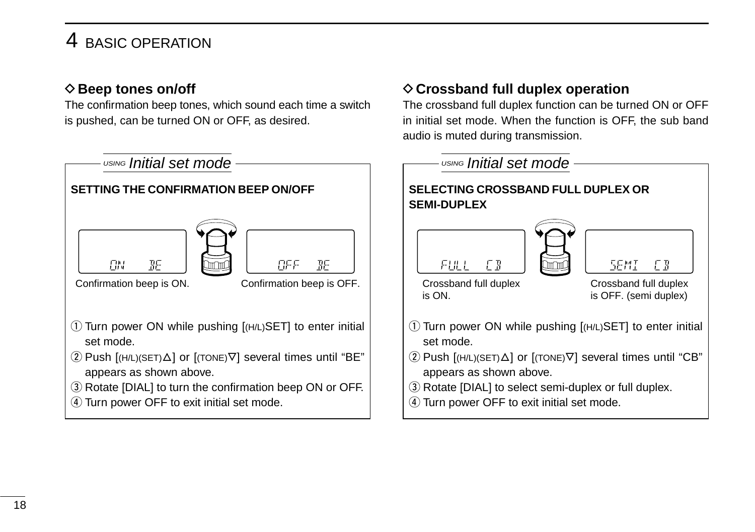## ◇ Beep tones on/off

The confirmation beep tones, which sound each time a switch is pushed, can be turned ON or OFF, as desired.

*USING Initial set mode*

**SETTING THE CONFIRMATION BEEP ON/OFF**

ON BE — Confirmation beep is ON.

OFF BE — Confirmation beep is OFF.

① Turn power ON while pushing [(H/L)SET] to enter initial set mode.
② Push [(H/L)(SET)△] or [(TONE)▽] several times until "BE" appears as shown above.
③ Rotate [DIAL] to turn the confirmation beep ON or OFF.
④ Turn power OFF to exit initial set mode.

## ◇ Crossband full duplex operation

The crossband full duplex function can be turned ON or OFF in initial set mode. When the function is OFF, the sub band audio is muted during transmission.

*USING Initial set mode*

**SELECTING CROSSBAND FULL DUPLEX OR SEMI-DUPLEX**

FULL CB — Crossband full duplex is ON.

SEMI CB — Crossband full duplex is OFF. (semi duplex)

① Turn power ON while pushing [(H/L)SET] to enter initial set mode.
② Push [(H/L)(SET)△] or [(TONE)▽] several times until "CB" appears as shown above.
③ Rotate [DIAL] to select semi-duplex or full duplex.
④ Turn power OFF to exit initial set mode.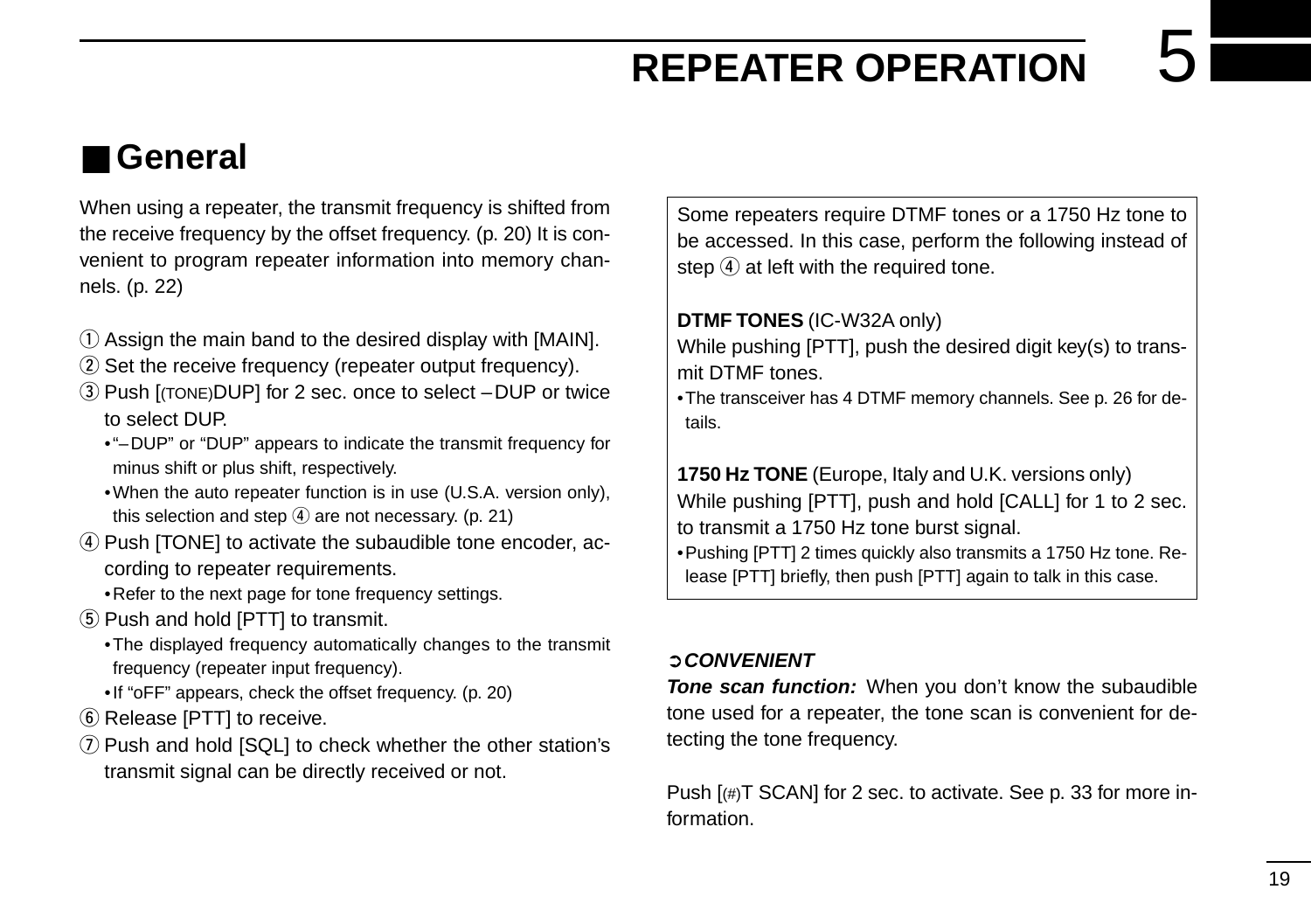# 5 REPEATER OPERATION

## ■ General

When using a repeater, the transmit frequency is shifted from the receive frequency by the offset frequency. (p. 20) It is convenient to program repeater information into memory channels. (p. 22)

① Assign the main band to the desired display with [MAIN].

② Set the receive frequency (repeater output frequency).

③ Push [(TONE)DUP] for 2 sec. once to select –DUP or twice to select DUP.
- "–DUP" or "DUP" appears to indicate the transmit frequency for minus shift or plus shift, respectively.
- When the auto repeater function is in use (U.S.A. version only), this selection and step ④ are not necessary. (p. 21)

④ Push [TONE] to activate the subaudible tone encoder, according to repeater requirements.
- Refer to the next page for tone frequency settings.

⑤ Push and hold [PTT] to transmit.
- The displayed frequency automatically changes to the transmit frequency (repeater input frequency).
- If "oFF" appears, check the offset frequency. (p. 20)

⑥ Release [PTT] to receive.

⑦ Push and hold [SQL] to check whether the other station's transmit signal can be directly received or not.

Some repeaters require DTMF tones or a 1750 Hz tone to be accessed. In this case, perform the following instead of step ④ at left with the required tone.

**DTMF TONES** (IC-W32A only)
While pushing [PTT], push the desired digit key(s) to transmit DTMF tones.
- The transceiver has 4 DTMF memory channels. See p. 26 for details.

**1750 Hz TONE** (Europe, Italy and U.K. versions only)
While pushing [PTT], push and hold [CALL] for 1 to 2 sec. to transmit a 1750 Hz tone burst signal.
- Pushing [PTT] 2 times quickly also transmits a 1750 Hz tone. Release [PTT] briefly, then push [PTT] again to talk in this case.

➲ ***CONVENIENT***

***Tone scan function:*** When you don't know the subaudible tone used for a repeater, the tone scan is convenient for detecting the tone frequency.

Push [(#)T SCAN] for 2 sec. to activate. See p. 33 for more information.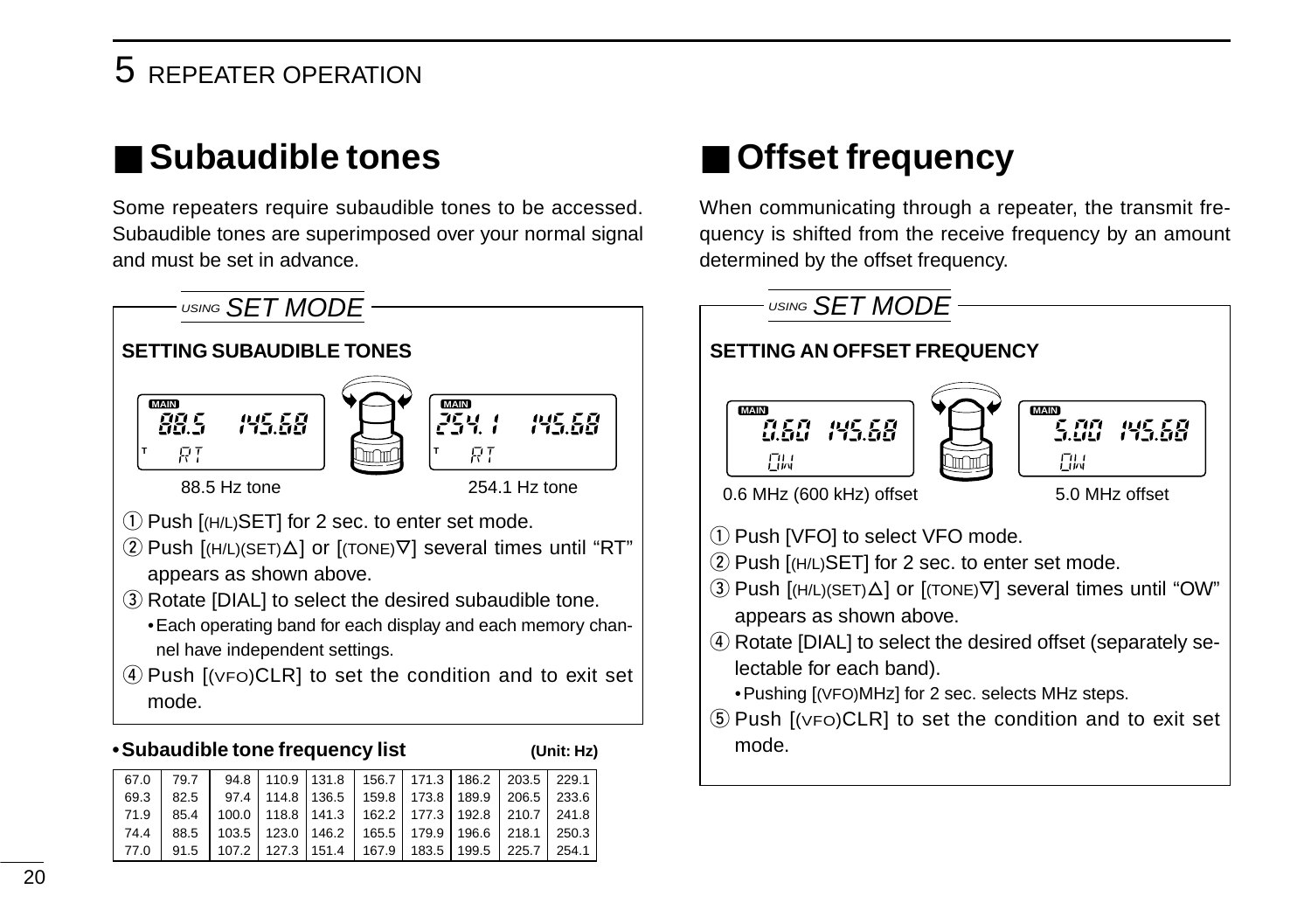## ■ Subaudible tones

Some repeaters require subaudible tones to be accessed. Subaudible tones are superimposed over your normal signal and must be set in advance.

*USING SET MODE*

**SETTING SUBAUDIBLE TONES**

88.5 Hz tone　　　254.1 Hz tone

① Push [(H/L)SET] for 2 sec. to enter set mode.
② Push [(H/L)(SET)∆] or [(TONE)∇] several times until "RT" appears as shown above.
③ Rotate [DIAL] to select the desired subaudible tone.
 • Each operating band for each display and each memory channel have independent settings.
④ Push [(VFO)CLR] to set the condition and to exit set mode.

**• Subaudible tone frequency list** **(Unit: Hz)**

| | | | | | | | | | |
|---|---|---|---|---|---|---|---|---|---|
| 67.0 | 79.7 | 94.8 | 110.9 | 131.8 | 156.7 | 171.3 | 186.2 | 203.5 | 229.1 |
| 69.3 | 82.5 | 97.4 | 114.8 | 136.5 | 159.8 | 173.8 | 189.9 | 206.5 | 233.6 |
| 71.9 | 85.4 | 100.0 | 118.8 | 141.3 | 162.2 | 177.3 | 192.8 | 210.7 | 241.8 |
| 74.4 | 88.5 | 103.5 | 123.0 | 146.2 | 165.5 | 179.9 | 196.6 | 218.1 | 250.3 |
| 77.0 | 91.5 | 107.2 | 127.3 | 151.4 | 167.9 | 183.5 | 199.5 | 225.7 | 254.1 |

## ■ Offset frequency

When communicating through a repeater, the transmit frequency is shifted from the receive frequency by an amount determined by the offset frequency.

*USING SET MODE*

**SETTING AN OFFSET FREQUENCY**

0.6 MHz (600 kHz) offset　　　5.0 MHz offset

① Push [VFO] to select VFO mode.
② Push [(H/L)SET] for 2 sec. to enter set mode.
③ Push [(H/L)(SET)∆] or [(TONE)∇] several times until "OW" appears as shown above.
④ Rotate [DIAL] to select the desired offset (separately selectable for each band).
 • Pushing [(VFO)MHz] for 2 sec. selects MHz steps.
⑤ Push [(VFO)CLR] to set the condition and to exit set mode.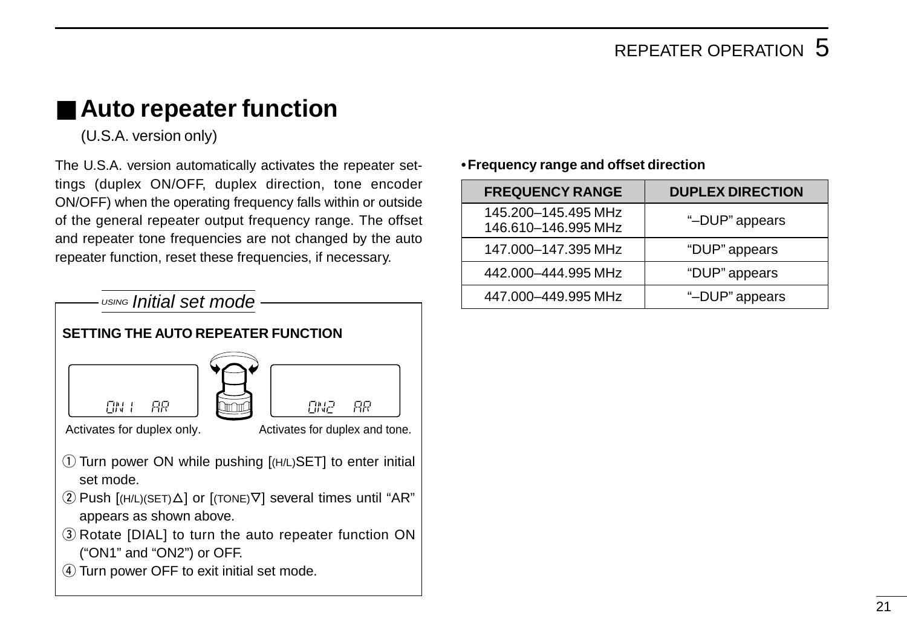## ■ Auto repeater function

(U.S.A. version only)

The U.S.A. version automatically activates the repeater settings (duplex ON/OFF, duplex direction, tone encoder ON/OFF) when the operating frequency falls within or outside of the general repeater output frequency range. The offset and repeater tone frequencies are not changed by the auto repeater function, reset these frequencies, if necessary.

*USING Initial set mode*

**SETTING THE AUTO REPEATER FUNCTION**

ON1 AR — Activates for duplex only.

ON2 AR — Activates for duplex and tone.

① Turn power ON while pushing [(H/L)SET] to enter initial set mode.
② Push [(H/L)(SET)△] or [(TONE)∇] several times until "AR" appears as shown above.
③ Rotate [DIAL] to turn the auto repeater function ON ("ON1" and "ON2") or OFF.
④ Turn power OFF to exit initial set mode.

**• Frequency range and offset direction**

| FREQUENCY RANGE | DUPLEX DIRECTION |
|---|---|
| 145.200–145.495 MHz<br>146.610–146.995 MHz | "–DUP" appears |
| 147.000–147.395 MHz | "DUP" appears |
| 442.000–444.995 MHz | "DUP" appears |
| 447.000–449.995 MHz | "–DUP" appears |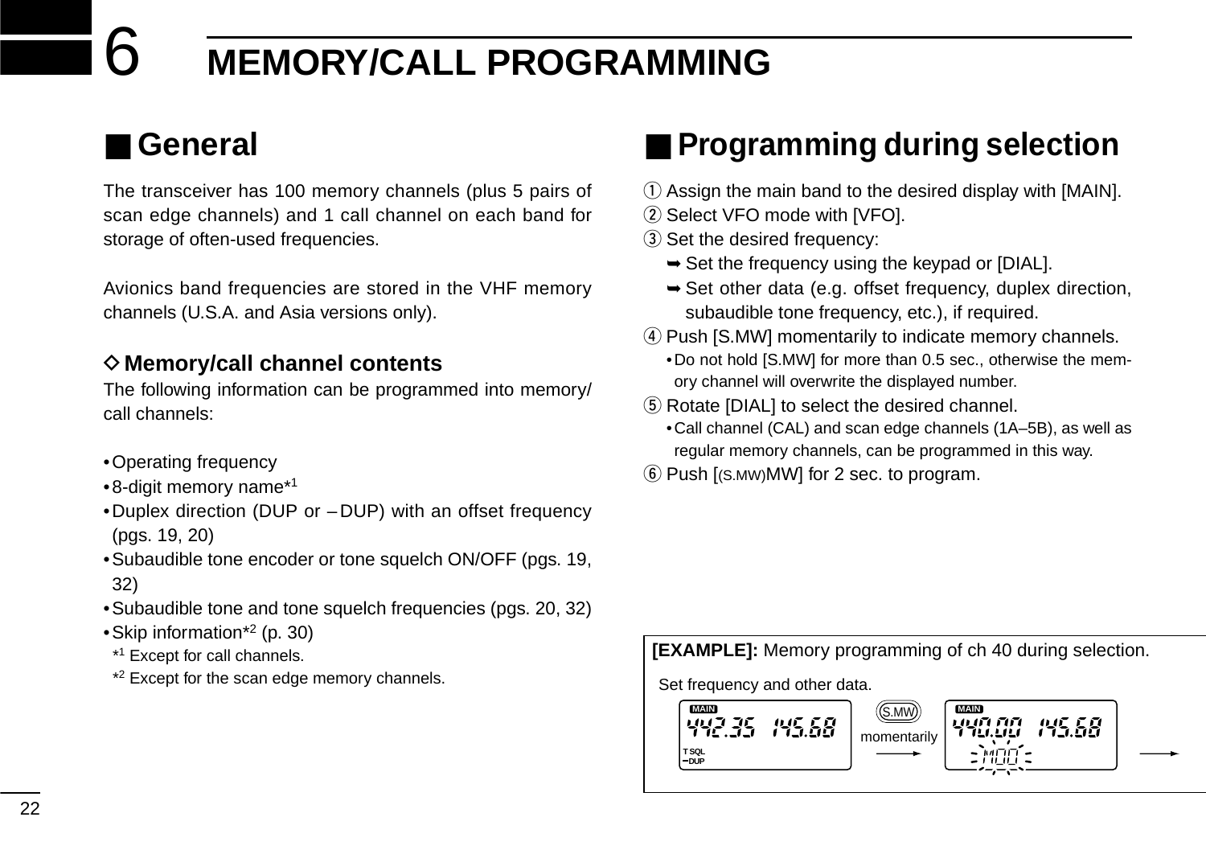# 6 MEMORY/CALL PROGRAMMING

## General

The transceiver has 100 memory channels (plus 5 pairs of scan edge channels) and 1 call channel on each band for storage of often-used frequencies.

Avionics band frequencies are stored in the VHF memory channels (U.S.A. and Asia versions only).

### ◇ Memory/call channel contents

The following information can be programmed into memory/call channels:

- Operating frequency
- 8-digit memory name*[1]
- Duplex direction (DUP or – DUP) with an offset frequency (pgs. 19, 20)
- Subaudible tone encoder or tone squelch ON/OFF (pgs. 19, 32)
- Subaudible tone and tone squelch frequencies (pgs. 20, 32)
- Skip information*[2] (p. 30)

*[1] Except for call channels.
*[2] Except for the scan edge memory channels.

## Programming during selection

① Assign the main band to the desired display with [MAIN].
② Select VFO mode with [VFO].
③ Set the desired frequency:
  ➥ Set the frequency using the keypad or [DIAL].
  ➥ Set other data (e.g. offset frequency, duplex direction, subaudible tone frequency, etc.), if required.
④ Push [S.MW] momentarily to indicate memory channels.
  • Do not hold [S.MW] for more than 0.5 sec., otherwise the memory channel will overwrite the displayed number.
⑤ Rotate [DIAL] to select the desired channel.
  • Call channel (CAL) and scan edge channels (1A–5B), as well as regular memory channels, can be programmed in this way.
⑥ Push [(S.MW)MW] for 2 sec. to program.

**[EXAMPLE]:** Memory programming of ch 40 during selection.

Set frequency and other data.

MAIN 442.35 145.68 T SQL –DUP → S.MW momentarily → MAIN 440.00 145.68 M00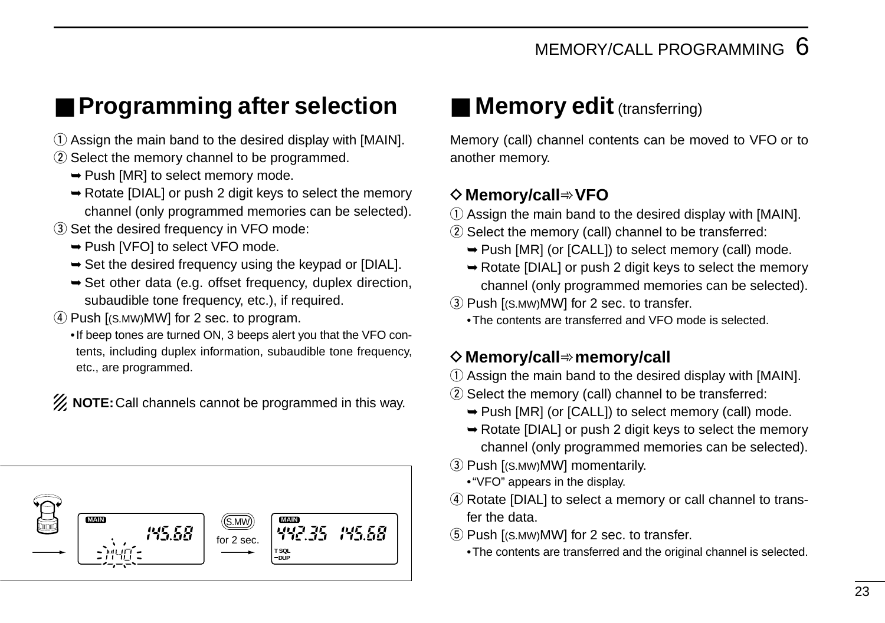## ■ Programming after selection

① Assign the main band to the desired display with [MAIN].

② Select the memory channel to be programmed.

- ➥ Push [MR] to select memory mode.
- ➥ Rotate [DIAL] or push 2 digit keys to select the memory channel (only programmed memories can be selected).

③ Set the desired frequency in VFO mode:

- ➥ Push [VFO] to select VFO mode.
- ➥ Set the desired frequency using the keypad or [DIAL].
- ➥ Set other data (e.g. offset frequency, duplex direction, subaudible tone frequency, etc.), if required.

④ Push [(S.MW)MW] for 2 sec. to program.

- If beep tones are turned ON, 3 beeps alert you that the VFO contents, including duplex information, subaudible tone frequency, etc., are programmed.

**NOTE:** Call channels cannot be programmed in this way.

## ■ Memory edit (transferring)

Memory (call) channel contents can be moved to VFO or to another memory.

### ◇ Memory/call⇛VFO

① Assign the main band to the desired display with [MAIN].

② Select the memory (call) channel to be transferred:

- ➥ Push [MR] (or [CALL]) to select memory (call) mode.
- ➥ Rotate [DIAL] or push 2 digit keys to select the memory channel (only programmed memories can be selected).

③ Push [(S.MW)MW] for 2 sec. to transfer.

- The contents are transferred and VFO mode is selected.

### ◇ Memory/call⇛memory/call

① Assign the main band to the desired display with [MAIN].

② Select the memory (call) channel to be transferred:

- ➥ Push [MR] (or [CALL]) to select memory (call) mode.
- ➥ Rotate [DIAL] or push 2 digit keys to select the memory channel (only programmed memories can be selected).

③ Push [(S.MW)MW] momentarily.

- "VFO" appears in the display.

④ Rotate [DIAL] to select a memory or call channel to transfer the data.

⑤ Push [(S.MW)MW] for 2 sec. to transfer.

- The contents are transferred and the original channel is selected.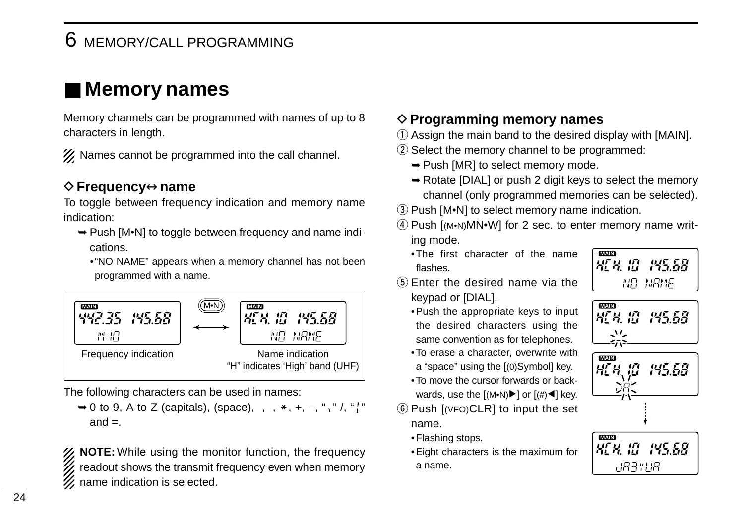# 6 MEMORY/CALL PROGRAMMING

## ■ Memory names

Memory channels can be programmed with names of up to 8 characters in length.

Names cannot be programmed into the call channel.

### ◇ Frequency↔ name

To toggle between frequency indication and memory name indication:

➥ Push [M•N] to toggle between frequency and name indications.
- "NO NAME" appears when a memory channel has not been programmed with a name.

Frequency indication

Name indication
"H" indicates 'High' band (UHF)

The following characters can be used in names:

➥ 0 to 9, A to Z (capitals), (space), , , *, +, –, "\" /, "¦" and =.

**NOTE:** While using the monitor function, the frequency readout shows the transmit frequency even when memory name indication is selected.

### ◇ Programming memory names

① Assign the main band to the desired display with [MAIN].

② Select the memory channel to be programmed:
- ➥ Push [MR] to select memory mode.
- ➥ Rotate [DIAL] or push 2 digit keys to select the memory channel (only programmed memories can be selected).

③ Push [M•N] to select memory name indication.

④ Push [(M•N)MN•W] for 2 sec. to enter memory name writing mode.
- The first character of the name flashes.

⑤ Enter the desired name via the keypad or [DIAL].
- Push the appropriate keys to input the desired characters using the same convention as for telephones.
- To erase a character, overwrite with a "space" using the [(0)Symbol] key.
- To move the cursor forwards or backwards, use the [(M•N)▶] or [(#)◀] key.

⑥ Push [(VFO)CLR] to input the set name.
- Flashing stops.
- Eight characters is the maximum for a name.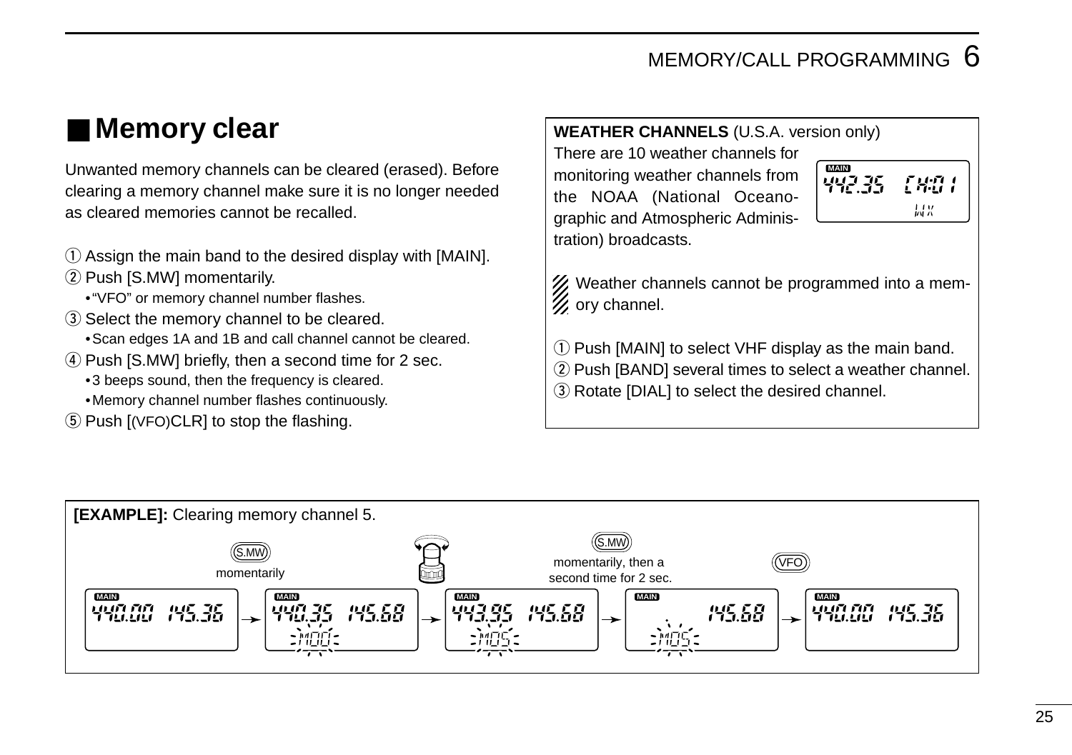## ■ Memory clear

Unwanted memory channels can be cleared (erased). Before clearing a memory channel make sure it is no longer needed as cleared memories cannot be recalled.

① Assign the main band to the desired display with [MAIN].

② Push [S.MW] momentarily.
- "VFO" or memory channel number flashes.

③ Select the memory channel to be cleared.
- Scan edges 1A and 1B and call channel cannot be cleared.

④ Push [S.MW] briefly, then a second time for 2 sec.
- 3 beeps sound, then the frequency is cleared.
- Memory channel number flashes continuously.

⑤ Push [(VFO)CLR] to stop the flashing.

**WEATHER CHANNELS** (U.S.A. version only)

There are 10 weather channels for monitoring weather channels from the NOAA (National Oceanographic and Atmospheric Administration) broadcasts.

Weather channels cannot be programmed into a memory channel.

① Push [MAIN] to select VHF display as the main band.

② Push [BAND] several times to select a weather channel.

③ Rotate [DIAL] to select the desired channel.

**[EXAMPLE]:** Clearing memory channel 5.

S.MW momentarily → (rotate dial) → S.MW momentarily, then a second time for 2 sec. → VFO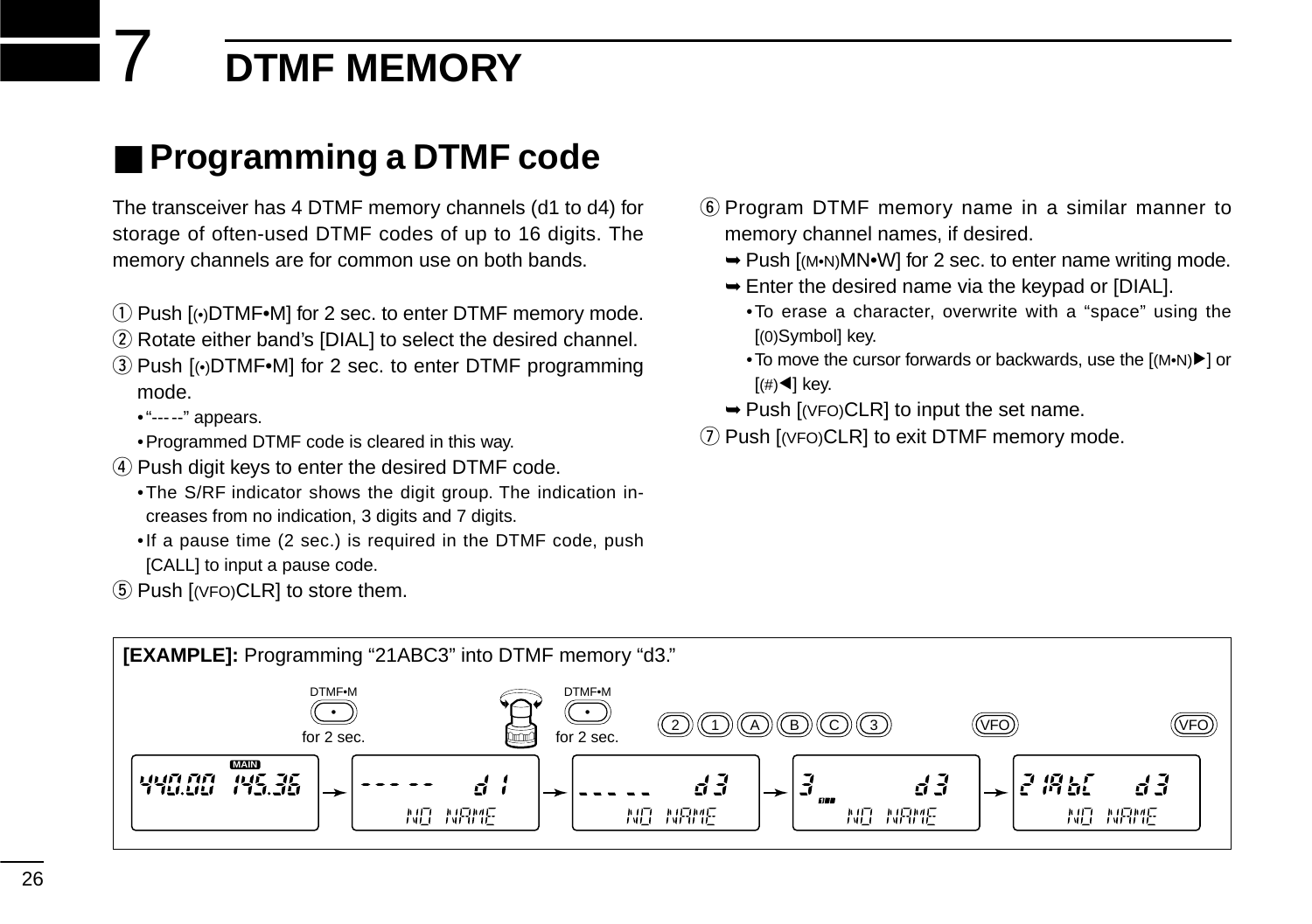# 7 DTMF MEMORY

## ■ Programming a DTMF code

The transceiver has 4 DTMF memory channels (d1 to d4) for storage of often-used DTMF codes of up to 16 digits. The memory channels are for common use on both bands.

① Push [(•)DTMF•M] for 2 sec. to enter DTMF memory mode.

② Rotate either band's [DIAL] to select the desired channel.

③ Push [(•)DTMF•M] for 2 sec. to enter DTMF programming mode.
- "-----" appears.
- Programmed DTMF code is cleared in this way.

④ Push digit keys to enter the desired DTMF code.
- The S/RF indicator shows the digit group. The indication increases from no indication, 3 digits and 7 digits.
- If a pause time (2 sec.) is required in the DTMF code, push [CALL] to input a pause code.

⑤ Push [(VFO)CLR] to store them.

⑥ Program DTMF memory name in a similar manner to memory channel names, if desired.
- ➥ Push [(M•N)MN•W] for 2 sec. to enter name writing mode.
- ➥ Enter the desired name via the keypad or [DIAL].
  - To erase a character, overwrite with a "space" using the [(0)Symbol] key.
  - To move the cursor forwards or backwards, use the [(M•N)▶] or [(#)◀] key.
- ➥ Push [(VFO)CLR] to input the set name.

⑦ Push [(VFO)CLR] to exit DTMF memory mode.

**[EXAMPLE]:** Programming "21ABC3" into DTMF memory "d3."

DTMF•M for 2 sec. → [DIAL] → DTMF•M for 2 sec. → 2 1 A B C 3 → VFO → VFO

440.00 145.36 (MAIN) → ----- d 1 / NO NAME → ----- d3 / NO NAME → 3 d3 / NO NAME → 21AbC d3 / NO NAME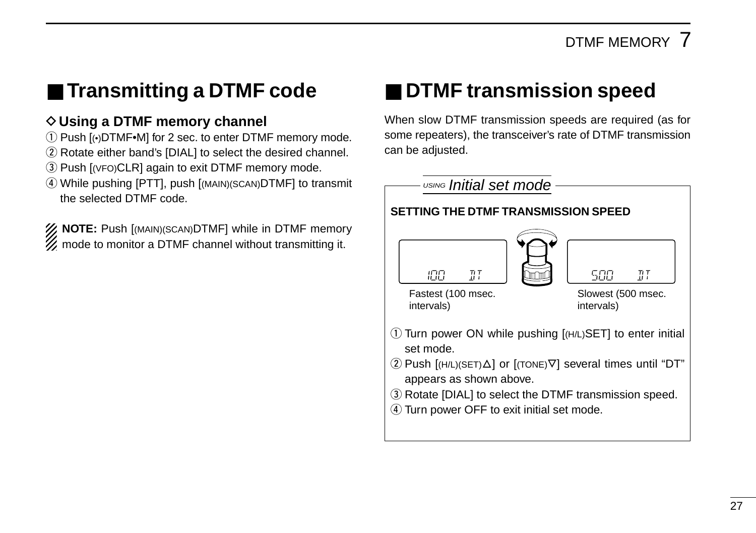## ■ Transmitting a DTMF code

### ◇ Using a DTMF memory channel

① Push [(•)DTMF•M] for 2 sec. to enter DTMF memory mode.
② Rotate either band's [DIAL] to select the desired channel.
③ Push [(VFO)CLR] again to exit DTMF memory mode.
④ While pushing [PTT], push [(MAIN)(SCAN)DTMF] to transmit the selected DTMF code.

**NOTE:** Push [(MAIN)(SCAN)DTMF] while in DTMF memory mode to monitor a DTMF channel without transmitting it.

## ■ DTMF transmission speed

When slow DTMF transmission speeds are required (as for some repeaters), the transceiver's rate of DTMF transmission can be adjusted.

USING *Initial set mode*

**SETTING THE DTMF TRANSMISSION SPEED**

100 DT

Fastest (100 msec. intervals)

500 DT

Slowest (500 msec. intervals)

① Turn power ON while pushing [(H/L)SET] to enter initial set mode.
② Push [(H/L)(SET)△] or [(TONE)▽] several times until "DT" appears as shown above.
③ Rotate [DIAL] to select the DTMF transmission speed.
④ Turn power OFF to exit initial set mode.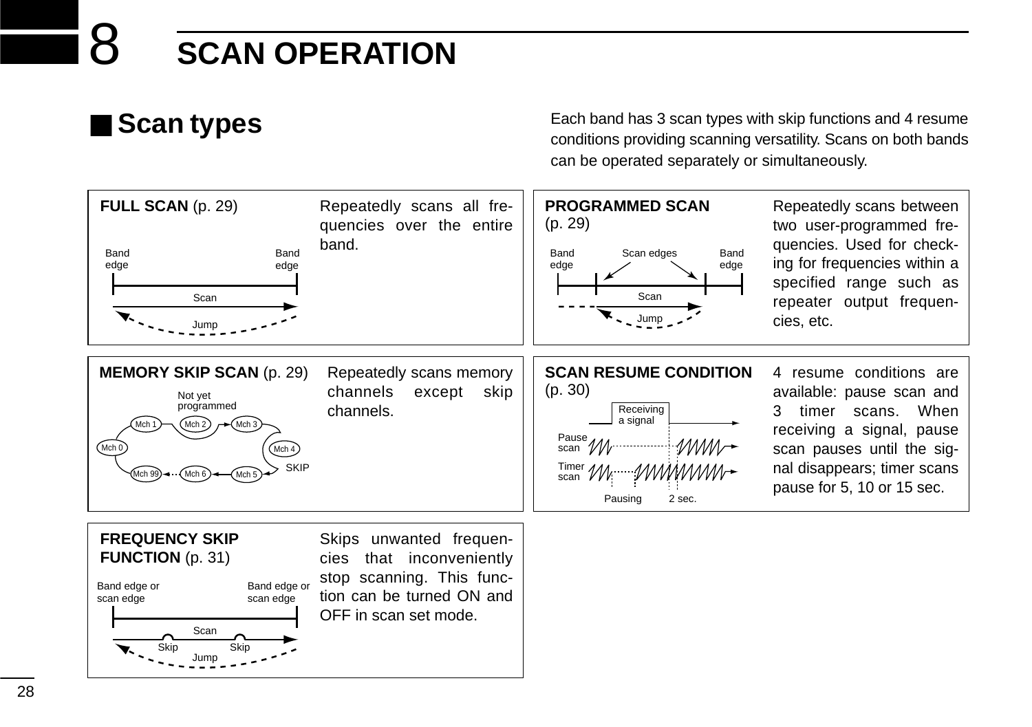# 8 SCAN OPERATION

## ■ Scan types

Each band has 3 scan types with skip functions and 4 resume conditions providing scanning versatility. Scans on both bands can be operated separately or simultaneously.

**FULL SCAN** (p. 29)

Repeatedly scans all frequencies over the entire band.

**PROGRAMMED SCAN** (p. 29)

Repeatedly scans between two user-programmed frequencies. Used for checking for frequencies within a specified range such as repeater output frequencies, etc.

**MEMORY SKIP SCAN** (p. 29)

Repeatedly scans memory channels except skip channels.

**SCAN RESUME CONDITION** (p. 30)

4 resume conditions are available: pause scan and 3 timer scans. When receiving a signal, pause scan pauses until the signal disappears; timer scans pause for 5, 10 or 15 sec.

**FREQUENCY SKIP FUNCTION** (p. 31)

Skips unwanted frequencies that inconveniently stop scanning. This function can be turned ON and OFF in scan set mode.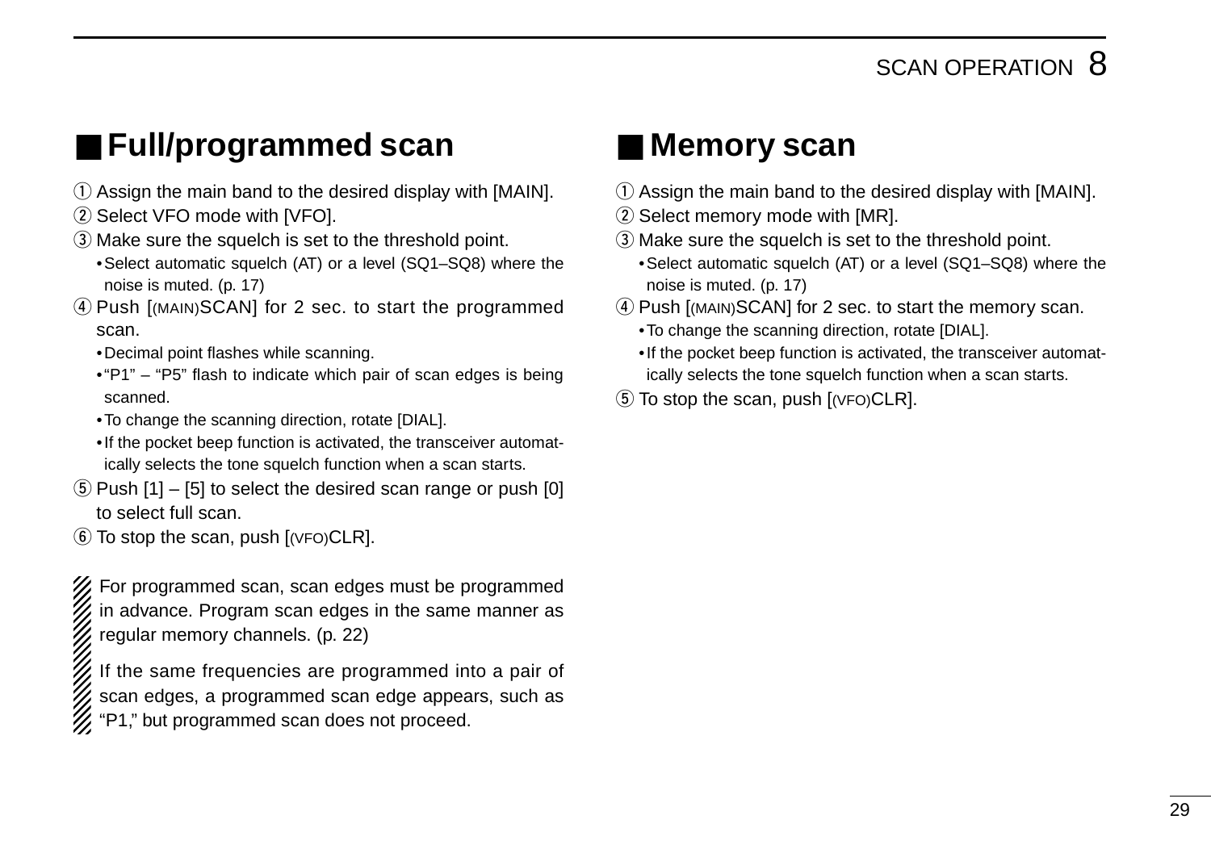## ■ Full/programmed scan

① Assign the main band to the desired display with [MAIN].
② Select VFO mode with [VFO].
③ Make sure the squelch is set to the threshold point.
  • Select automatic squelch (AT) or a level (SQ1–SQ8) where the noise is muted. (p. 17)
④ Push [(MAIN)SCAN] for 2 sec. to start the programmed scan.
  • Decimal point flashes while scanning.
  • "P1" – "P5" flash to indicate which pair of scan edges is being scanned.
  • To change the scanning direction, rotate [DIAL].
  • If the pocket beep function is activated, the transceiver automatically selects the tone squelch function when a scan starts.
⑤ Push [1] – [5] to select the desired scan range or push [0] to select full scan.
⑥ To stop the scan, push [(VFO)CLR].

For programmed scan, scan edges must be programmed in advance. Program scan edges in the same manner as regular memory channels. (p. 22)

If the same frequencies are programmed into a pair of scan edges, a programmed scan edge appears, such as "P1," but programmed scan does not proceed.

## ■ Memory scan

① Assign the main band to the desired display with [MAIN].
② Select memory mode with [MR].
③ Make sure the squelch is set to the threshold point.
  • Select automatic squelch (AT) or a level (SQ1–SQ8) where the noise is muted. (p. 17)
④ Push [(MAIN)SCAN] for 2 sec. to start the memory scan.
  • To change the scanning direction, rotate [DIAL].
  • If the pocket beep function is activated, the transceiver automatically selects the tone squelch function when a scan starts.
⑤ To stop the scan, push [(VFO)CLR].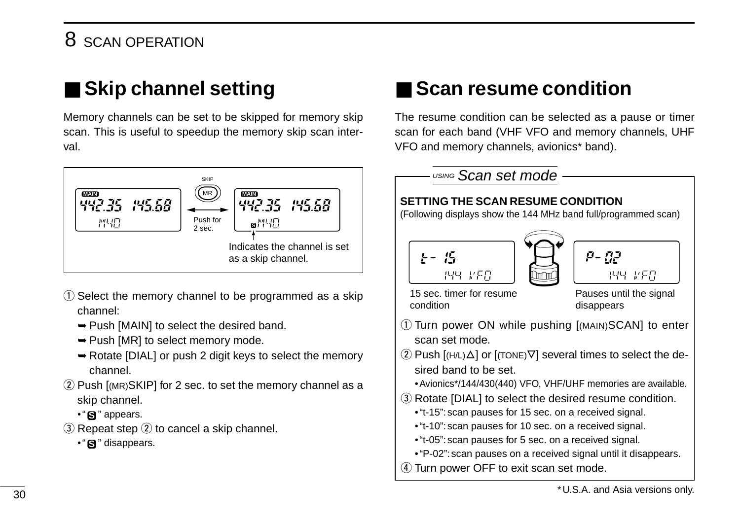## ■ Skip channel setting

Memory channels can be set to be skipped for memory skip scan. This is useful to speedup the memory skip scan interval.

Indicates the channel is set as a skip channel.

① Select the memory channel to be programmed as a skip channel:
- ➥ Push [MAIN] to select the desired band.
- ➥ Push [MR] to select memory mode.
- ➥ Rotate [DIAL] or push 2 digit keys to select the memory channel.

② Push [(MR)SKIP] for 2 sec. to set the memory channel as a skip channel.
- "S" appears.

③ Repeat step ② to cancel a skip channel.
- "S" disappears.

## ■ Scan resume condition

The resume condition can be selected as a pause or timer scan for each band (VHF VFO and memory channels, UHF VFO and memory channels, avionics* band).

*USING Scan set mode*

**SETTING THE SCAN RESUME CONDITION**
(Following displays show the 144 MHz band full/programmed scan)

15 sec. timer for resume condition

Pauses until the signal disappears

① Turn power ON while pushing [(MAIN)SCAN] to enter scan set mode.

② Push [(H/L)△] or [(TONE)▽] several times to select the desired band to be set.
- Avionics*/144/430(440) VFO, VHF/UHF memories are available.

③ Rotate [DIAL] to select the desired resume condition.
- "t-15": scan pauses for 15 sec. on a received signal.
- "t-10": scan pauses for 10 sec. on a received signal.
- "t-05": scan pauses for 5 sec. on a received signal.
- "P-02": scan pauses on a received signal until it disappears.

④ Turn power OFF to exit scan set mode.

*U.S.A. and Asia versions only.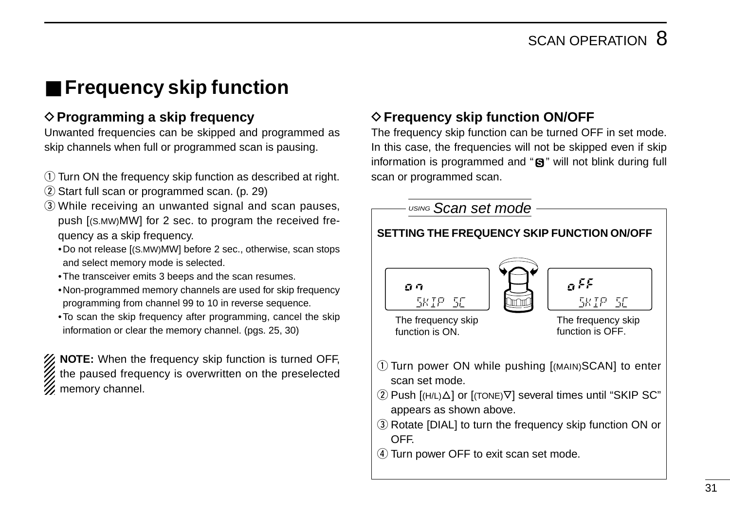## ■ Frequency skip function

### ◇ Programming a skip frequency

Unwanted frequencies can be skipped and programmed as skip channels when full or programmed scan is pausing.

① Turn ON the frequency skip function as described at right.
② Start full scan or programmed scan. (p. 29)
③ While receiving an unwanted signal and scan pauses, push [(S.MW)MW] for 2 sec. to program the received frequency as a skip frequency.
- Do not release [(S.MW)MW] before 2 sec., otherwise, scan stops and select memory mode is selected.
- The transceiver emits 3 beeps and the scan resumes.
- Non-programmed memory channels are used for skip frequency programming from channel 99 to 10 in reverse sequence.
- To scan the skip frequency after programming, cancel the skip information or clear the memory channel. (pgs. 25, 30)

**NOTE:** When the frequency skip function is turned OFF, the paused frequency is overwritten on the preselected memory channel.

### ◇ Frequency skip function ON/OFF

The frequency skip function can be turned OFF in set mode. In this case, the frequencies will not be skipped even if skip information is programmed and "S" will not blink during full scan or programmed scan.

*USING Scan set mode*

**SETTING THE FREQUENCY SKIP FUNCTION ON/OFF**

on SKIP SC — The frequency skip function is ON.

oFF SKIP SC — The frequency skip function is OFF.

① Turn power ON while pushing [(MAIN)SCAN] to enter scan set mode.
② Push [(H/L)△] or [(TONE)▽] several times until "SKIP SC" appears as shown above.
③ Rotate [DIAL] to turn the frequency skip function ON or OFF.
④ Turn power OFF to exit scan set mode.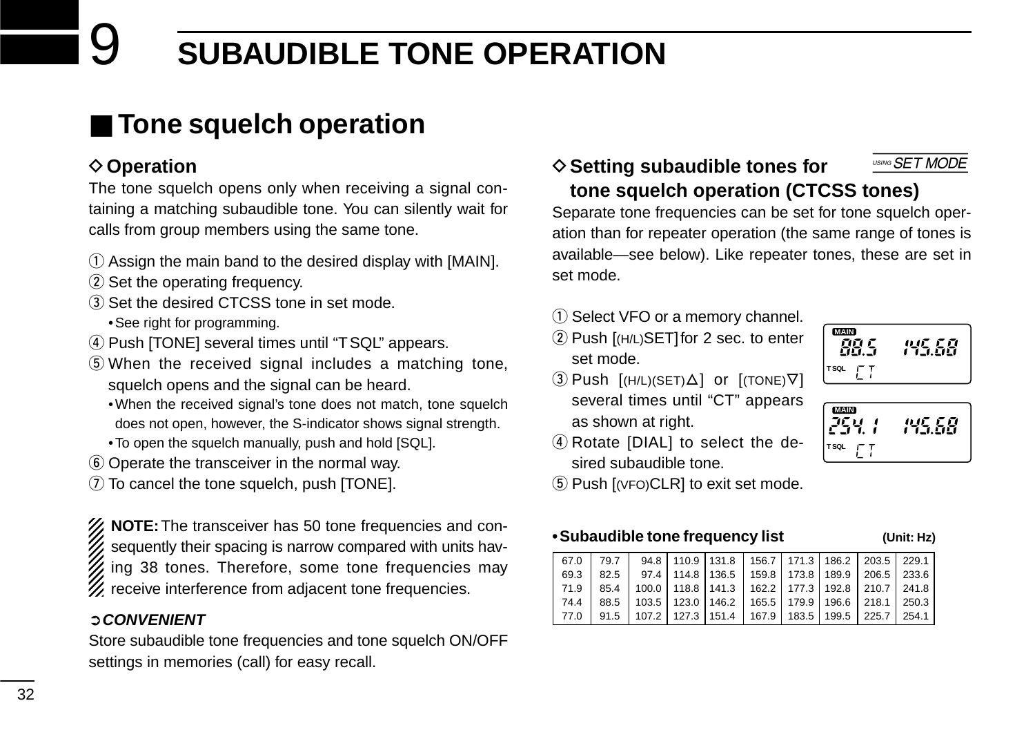# 9 SUBAUDIBLE TONE OPERATION

## ■ Tone squelch operation

### ◇ Operation

The tone squelch opens only when receiving a signal containing a matching subaudible tone. You can silently wait for calls from group members using the same tone.

① Assign the main band to the desired display with [MAIN].
② Set the operating frequency.
③ Set the desired CTCSS tone in set mode.
  • See right for programming.
④ Push [TONE] several times until "T SQL" appears.
⑤ When the received signal includes a matching tone, squelch opens and the signal can be heard.
  • When the received signal's tone does not match, tone squelch does not open, however, the S-indicator shows signal strength.
  • To open the squelch manually, push and hold [SQL].
⑥ Operate the transceiver in the normal way.
⑦ To cancel the tone squelch, push [TONE].

**NOTE:** The transceiver has 50 tone frequencies and consequently their spacing is narrow compared with units having 38 tones. Therefore, some tone frequencies may receive interference from adjacent tone frequencies.

➲ ***CONVENIENT***

Store subaudible tone frequencies and tone squelch ON/OFF settings in memories (call) for easy recall.

### ◇ Setting subaudible tones for tone squelch operation (CTCSS tones)

*USING SET MODE*

Separate tone frequencies can be set for tone squelch operation than for repeater operation (the same range of tones is available—see below). Like repeater tones, these are set in set mode.

① Select VFO or a memory channel.
② Push [(H/L)SET] for 2 sec. to enter set mode.
③ Push [(H/L)(SET)△] or [(TONE)▽] several times until "CT" appears as shown at right.
④ Rotate [DIAL] to select the desired subaudible tone.
⑤ Push [(VFO)CLR] to exit set mode.

MAIN 88.5 145.60 T SQL CT

MAIN 254.1 145.60 T SQL CT

**• Subaudible tone frequency list** **(Unit: Hz)**

| | | | | | | | | | |
|---|---|---|---|---|---|---|---|---|---|
| 67.0 | 79.7 | 94.8 | 110.9 | 131.8 | 156.7 | 171.3 | 186.2 | 203.5 | 229.1 |
| 69.3 | 82.5 | 97.4 | 114.8 | 136.5 | 159.8 | 173.8 | 189.9 | 206.5 | 233.6 |
| 71.9 | 85.4 | 100.0 | 118.8 | 141.3 | 162.2 | 177.3 | 192.8 | 210.7 | 241.8 |
| 74.4 | 88.5 | 103.5 | 123.0 | 146.2 | 165.5 | 179.9 | 196.6 | 218.1 | 250.3 |
| 77.0 | 91.5 | 107.2 | 127.3 | 151.4 | 167.9 | 183.5 | 199.5 | 225.7 | 254.1 |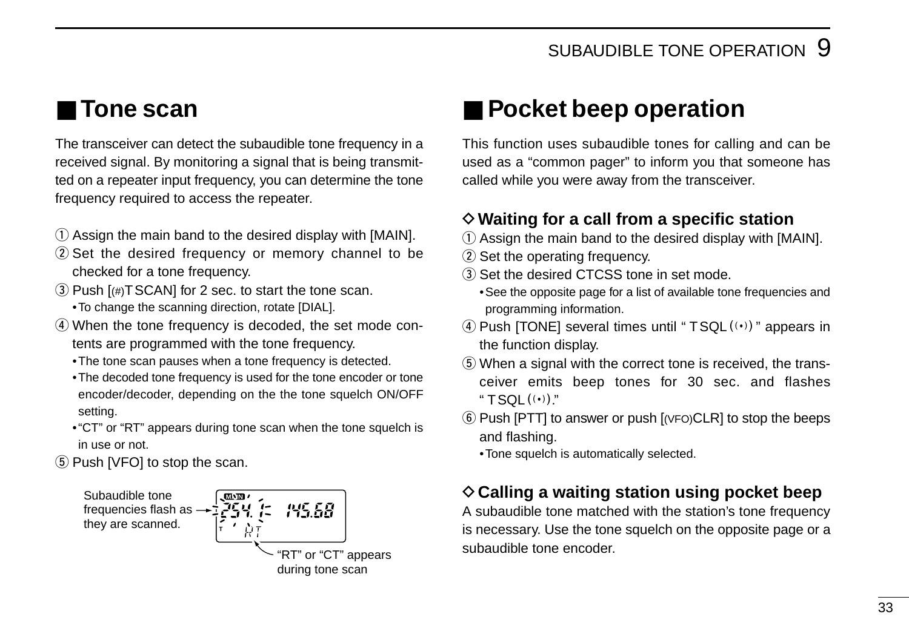## ■ Tone scan

The transceiver can detect the subaudible tone frequency in a received signal. By monitoring a signal that is being transmitted on a repeater input frequency, you can determine the tone frequency required to access the repeater.

① Assign the main band to the desired display with [MAIN].
② Set the desired frequency or memory channel to be checked for a tone frequency.
③ Push [(#)T SCAN] for 2 sec. to start the tone scan.
  • To change the scanning direction, rotate [DIAL].
④ When the tone frequency is decoded, the set mode contents are programmed with the tone frequency.
  • The tone scan pauses when a tone frequency is detected.
  • The decoded tone frequency is used for the tone encoder or tone encoder/decoder, depending on the the tone squelch ON/OFF setting.
  • "CT" or "RT" appears during tone scan when the tone squelch is in use or not.
⑤ Push [VFO] to stop the scan.

Subaudible tone frequencies flash as they are scanned.

"RT" or "CT" appears during tone scan

## ■ Pocket beep operation

This function uses subaudible tones for calling and can be used as a "common pager" to inform you that someone has called while you were away from the transceiver.

### ◇ Waiting for a call from a specific station

① Assign the main band to the desired display with [MAIN].
② Set the operating frequency.
③ Set the desired CTCSS tone in set mode.
  • See the opposite page for a list of available tone frequencies and programming information.
④ Push [TONE] several times until "TSQL((•))" appears in the function display.
⑤ When a signal with the correct tone is received, the transceiver emits beep tones for 30 sec. and flashes "TSQL((•))."
⑥ Push [PTT] to answer or push [(VFO)CLR] to stop the beeps and flashing.
  • Tone squelch is automatically selected.

### ◇ Calling a waiting station using pocket beep

A subaudible tone matched with the station's tone frequency is necessary. Use the tone squelch on the opposite page or a subaudible tone encoder.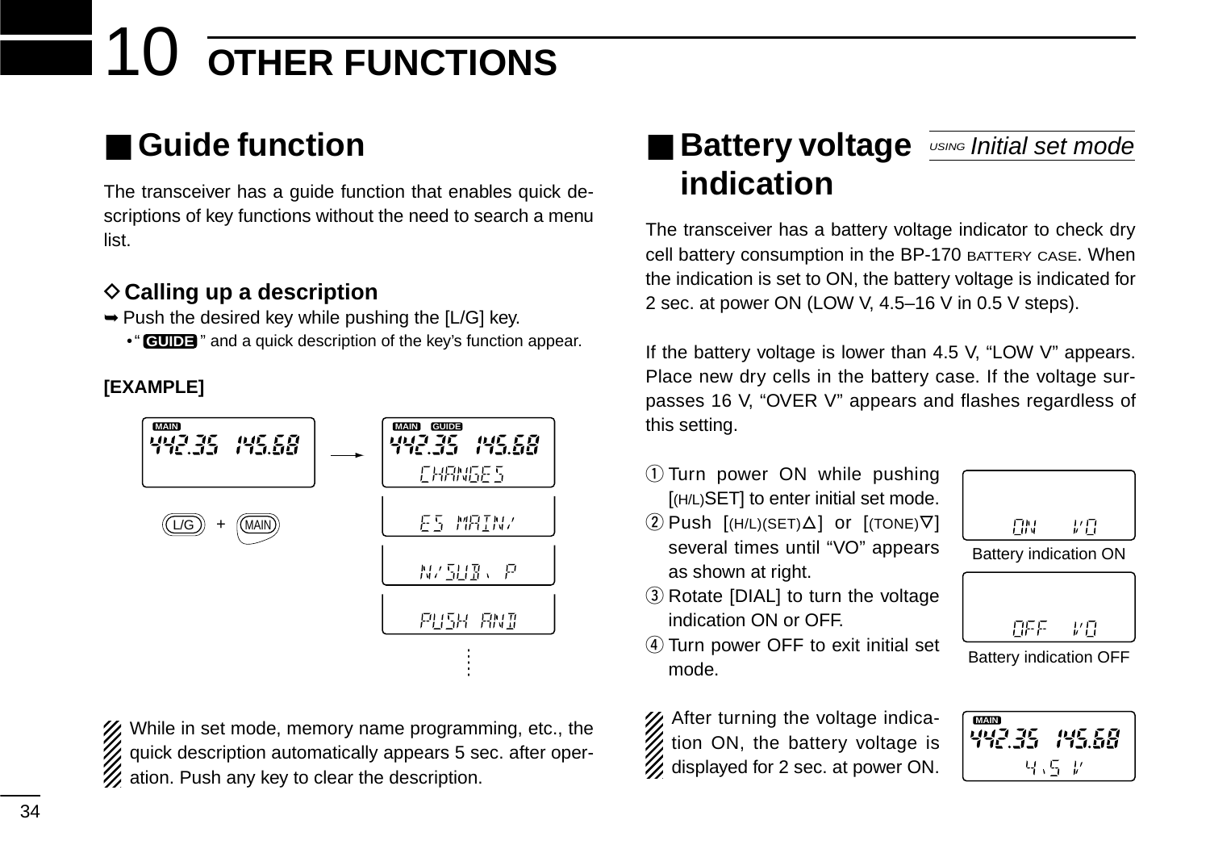# 10 OTHER FUNCTIONS

## ■ Guide function

The transceiver has a guide function that enables quick descriptions of key functions without the need to search a menu list.

### ◇ Calling up a description

➥ Push the desired key while pushing the [L/G] key.

- "GUIDE" and a quick description of the key's function appear.

**[EXAMPLE]**

[L/G] + [MAIN]

442.35 145.68 → 442.35 145.68 CHANGES / ES MAIN/ / N/SUB, P / PUSH AND ...

While in set mode, memory name programming, etc., the quick description automatically appears 5 sec. after operation. Push any key to clear the description.

## ■ Battery voltage indication

*USING Initial set mode*

The transceiver has a battery voltage indicator to check dry cell battery consumption in the BP-170 BATTERY CASE. When the indication is set to ON, the battery voltage is indicated for 2 sec. at power ON (LOW V, 4.5–16 V in 0.5 V steps).

If the battery voltage is lower than 4.5 V, "LOW V" appears. Place new dry cells in the battery case. If the voltage surpasses 16 V, "OVER V" appears and flashes regardless of this setting.

① Turn power ON while pushing [(H/L)SET] to enter initial set mode.
② Push [(H/L)(SET)△] or [(TONE)▽] several times until "VO" appears as shown at right.
③ Rotate [DIAL] to turn the voltage indication ON or OFF.
④ Turn power OFF to exit initial set mode.

ON VO
Battery indication ON

OFF VO
Battery indication OFF

After turning the voltage indication ON, the battery voltage is displayed for 2 sec. at power ON.

442.35 145.68 4.5 V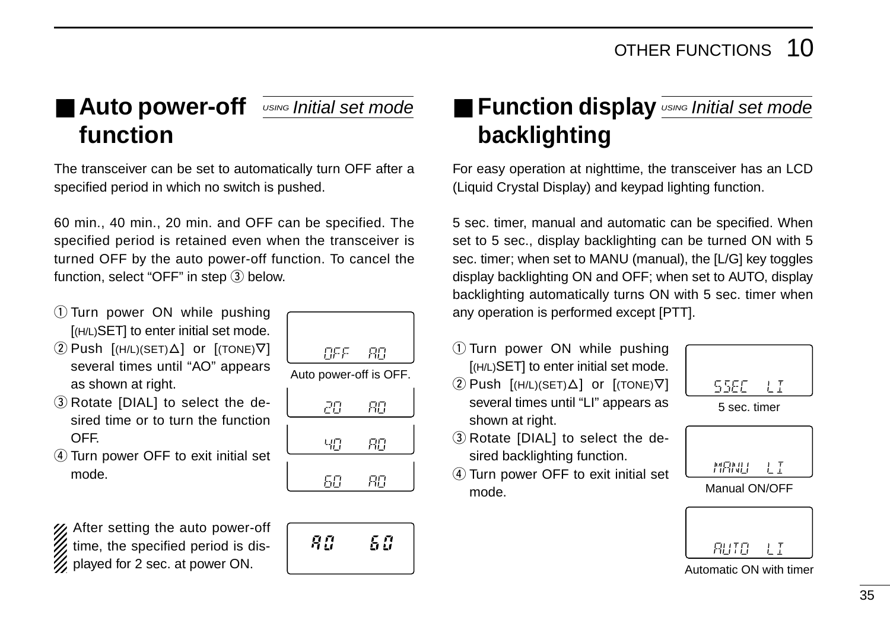## ■ Auto power-off function

*USING Initial set mode*

The transceiver can be set to automatically turn OFF after a specified period in which no switch is pushed.

60 min., 40 min., 20 min. and OFF can be specified. The specified period is retained even when the transceiver is turned OFF by the auto power-off function. To cancel the function, select "OFF" in step ③ below.

① Turn power ON while pushing [(H/L)SET] to enter initial set mode.
② Push [(H/L)(SET)∆] or [(TONE)∇] several times until "AO" appears as shown at right.
③ Rotate [DIAL] to select the desired time or to turn the function OFF.
④ Turn power OFF to exit initial set mode.

OFF AO

Auto power-off is OFF.

20 AO

40 AO

60 AO

After setting the auto power-off time, the specified period is displayed for 2 sec. at power ON.

AO 60

## ■ Function display backlighting

*USING Initial set mode*

For easy operation at nighttime, the transceiver has an LCD (Liquid Crystal Display) and keypad lighting function.

5 sec. timer, manual and automatic can be specified. When set to 5 sec., display backlighting can be turned ON with 5 sec. timer; when set to MANU (manual), the [L/G] key toggles display backlighting ON and OFF; when set to AUTO, display backlighting automatically turns ON with 5 sec. timer when any operation is performed except [PTT].

① Turn power ON while pushing [(H/L)SET] to enter initial set mode.
② Push [(H/L)(SET)∆] or [(TONE)∇] several times until "LI" appears as shown at right.
③ Rotate [DIAL] to select the desired backlighting function.
④ Turn power OFF to exit initial set mode.

5SEC LI

5 sec. timer

MANU LI

Manual ON/OFF

AUTO LI

Automatic ON with timer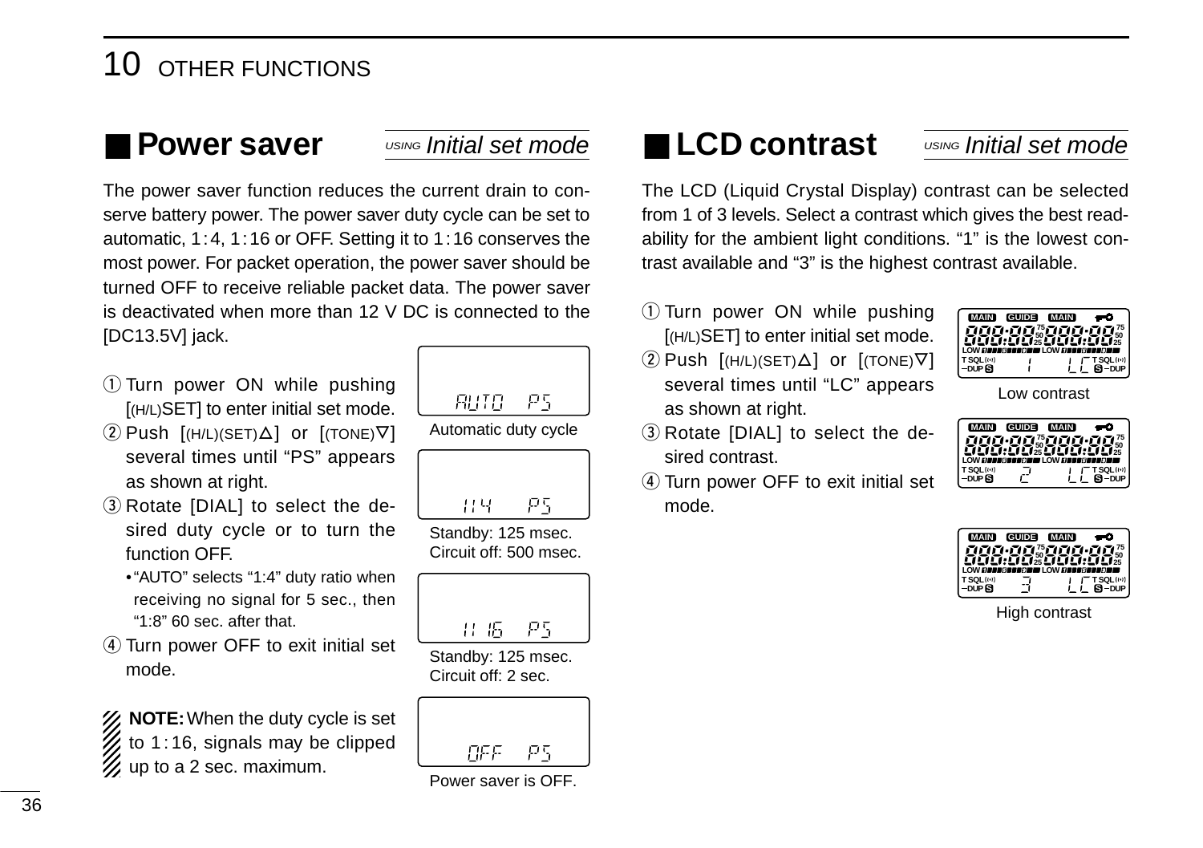# 10 OTHER FUNCTIONS

## ■ Power saver

*USING Initial set mode*

The power saver function reduces the current drain to conserve battery power. The power saver duty cycle can be set to automatic, 1 : 4, 1 : 16 or OFF. Setting it to 1 : 16 conserves the most power. For packet operation, the power saver should be turned OFF to receive reliable packet data. The power saver is deactivated when more than 12 V DC is connected to the [DC13.5V] jack.

① Turn power ON while pushing [(H/L)SET] to enter initial set mode.

② Push [(H/L)(SET)△] or [(TONE)▽] several times until “PS” appears as shown at right.

③ Rotate [DIAL] to select the desired duty cycle or to turn the function OFF.

- “AUTO” selects “1:4” duty ratio when receiving no signal for 5 sec., then “1:8” 60 sec. after that.

④ Turn power OFF to exit initial set mode.

AUTO PS

Automatic duty cycle

1:4 PS

Standby: 125 msec.
Circuit off: 500 msec.

1:16 PS

Standby: 125 msec.
Circuit off: 2 sec.

OFF PS

Power saver is OFF.

**NOTE:** When the duty cycle is set to 1 : 16, signals may be clipped up to a 2 sec. maximum.

## ■ LCD contrast

*USING Initial set mode*

The LCD (Liquid Crystal Display) contrast can be selected from 1 of 3 levels. Select a contrast which gives the best readability for the ambient light conditions. “1” is the lowest contrast available and “3” is the highest contrast available.

① Turn power ON while pushing [(H/L)SET] to enter initial set mode.

② Push [(H/L)(SET)△] or [(TONE)▽] several times until “LC” appears as shown at right.

③ Rotate [DIAL] to select the desired contrast.

④ Turn power OFF to exit initial set mode.

1 LC

Low contrast

2 LC

3 LC

High contrast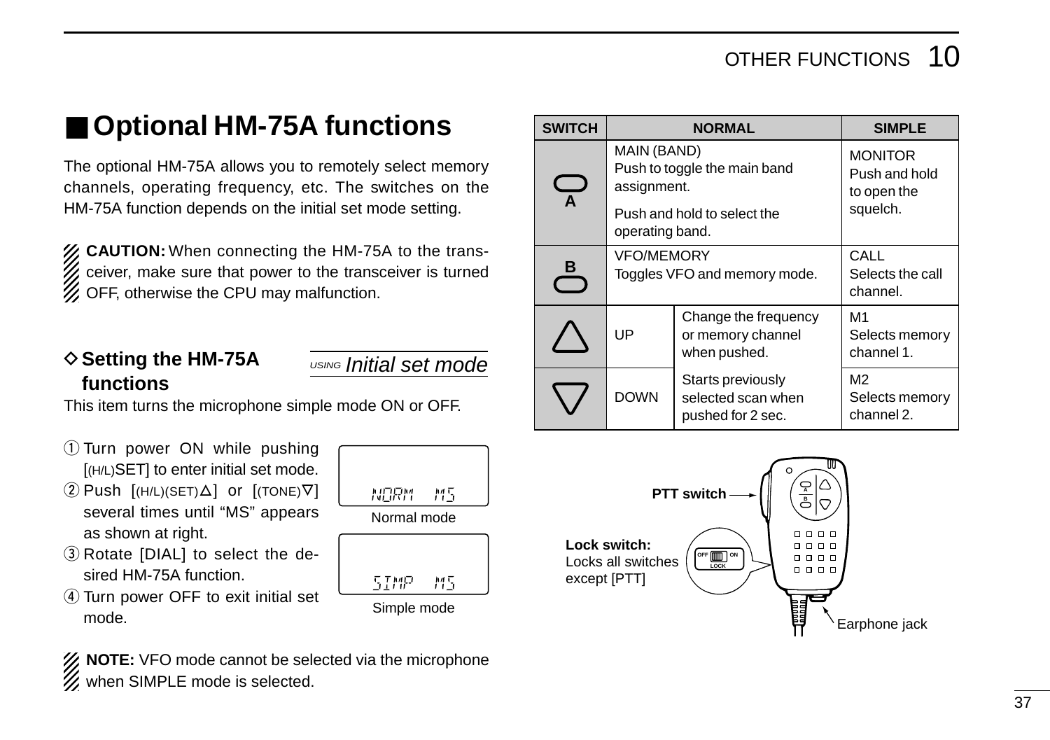## ■ Optional HM-75A functions

The optional HM-75A allows you to remotely select memory channels, operating frequency, etc. The switches on the HM-75A function depends on the initial set mode setting.

**CAUTION:** When connecting the HM-75A to the transceiver, make sure that power to the transceiver is turned OFF, otherwise the CPU may malfunction.

### ◇ Setting the HM-75A functions

*USING Initial set mode*

This item turns the microphone simple mode ON or OFF.

① Turn power ON while pushing [(H/L)SET] to enter initial set mode.
② Push [(H/L)(SET)△] or [(TONE)▽] several times until "MS" appears as shown at right.
③ Rotate [DIAL] to select the desired HM-75A function.
④ Turn power OFF to exit initial set mode.

NORM MS

Normal mode

SIMP MS

Simple mode

**NOTE:** VFO mode cannot be selected via the microphone when SIMPLE mode is selected.

| SWITCH | NORMAL | | SIMPLE |
|---|---|---|---|
| A | MAIN (BAND) Push to toggle the main band assignment. Push and hold to select the operating band. | | MONITOR Push and hold to open the squelch. |
| B | VFO/MEMORY Toggles VFO and memory mode. | | CALL Selects the call channel. |
| △ | UP | Change the frequency or memory channel when pushed. Starts previously selected scan when pushed for 2 sec. | M1 Selects memory channel 1. |
| ▽ | DOWN | | M2 Selects memory channel 2. |

PTT switch

**Lock switch:** Locks all switches except [PTT]

OFF ON LOCK

Earphone jack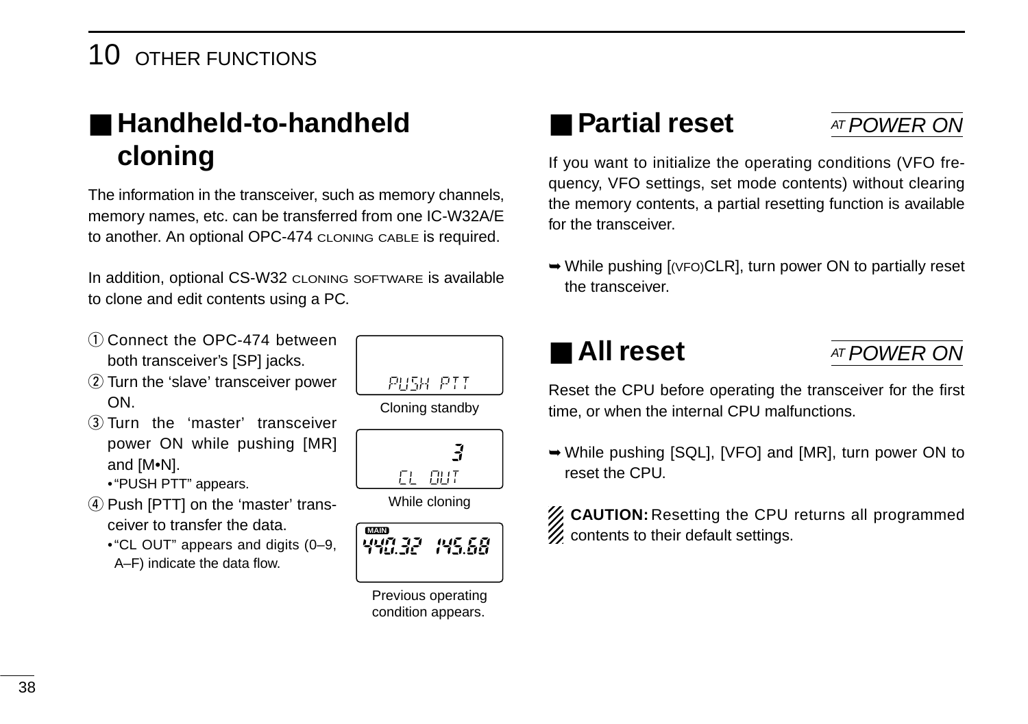## Handheld-to-handheld cloning

The information in the transceiver, such as memory channels, memory names, etc. can be transferred from one IC-W32A/E to another. An optional OPC-474 CLONING CABLE is required.

In addition, optional CS-W32 CLONING SOFTWARE is available to clone and edit contents using a PC.

① Connect the OPC-474 between both transceiver's [SP] jacks.
② Turn the 'slave' transceiver power ON.
③ Turn the 'master' transceiver power ON while pushing [MR] and [M•N].
 • "PUSH PTT" appears.
④ Push [PTT] on the 'master' transceiver to transfer the data.
 • "CL OUT" appears and digits (0–9, A–F) indicate the data flow.

PUSH PTT

Cloning standby

3
CL OUT

While cloning

MAIN
440.32 145.68

Previous operating condition appears.

## Partial reset

*AT POWER ON*

If you want to initialize the operating conditions (VFO frequency, VFO settings, set mode contents) without clearing the memory contents, a partial resetting function is available for the transceiver.

➥ While pushing [(VFO)CLR], turn power ON to partially reset the transceiver.

## All reset

*AT POWER ON*

Reset the CPU before operating the transceiver for the first time, or when the internal CPU malfunctions.

➥ While pushing [SQL], [VFO] and [MR], turn power ON to reset the CPU.

**CAUTION:** Resetting the CPU returns all programmed contents to their default settings.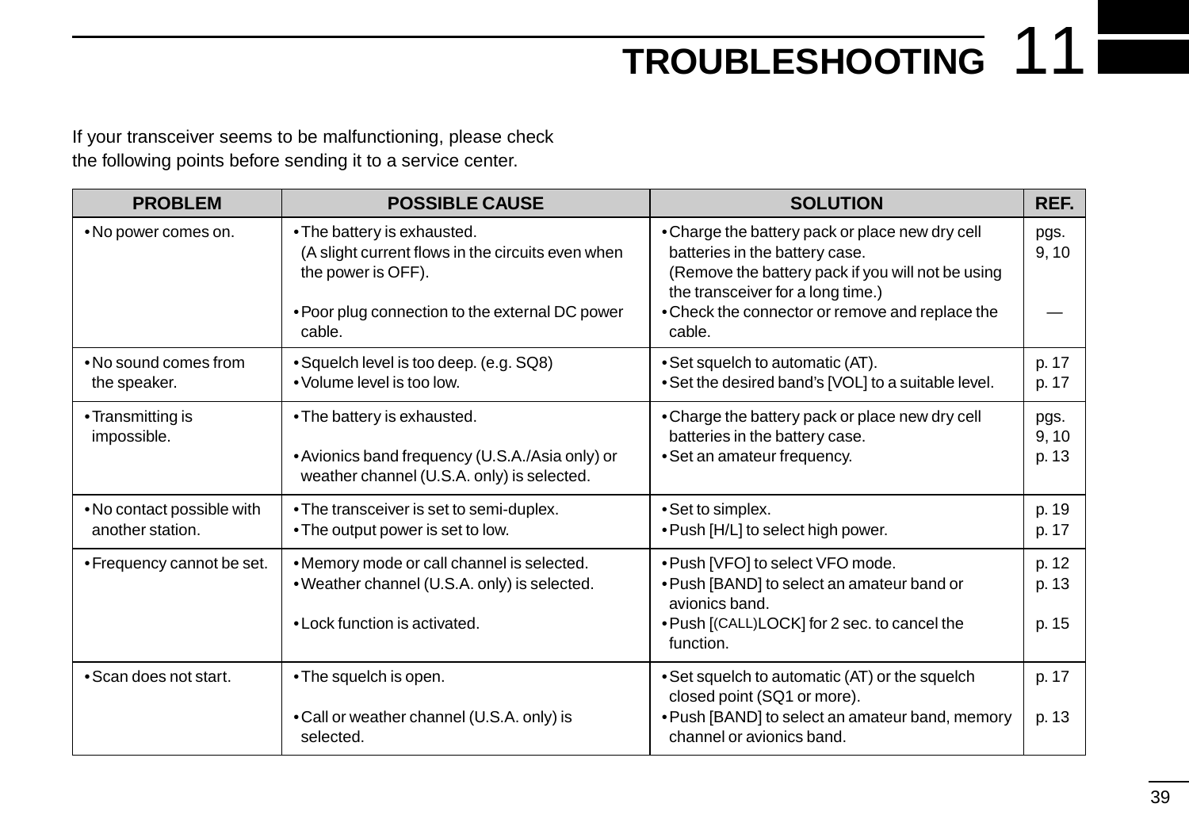# TROUBLESHOOTING 11

If your transceiver seems to be malfunctioning, please check the following points before sending it to a service center.

| PROBLEM | POSSIBLE CAUSE | SOLUTION | REF. |
|---|---|---|---|
| • No power comes on. | • The battery is exhausted. (A slight current flows in the circuits even when the power is OFF).<br>• Poor plug connection to the external DC power cable. | • Charge the battery pack or place new dry cell batteries in the battery case. (Remove the battery pack if you will not be using the transceiver for a long time.)<br>• Check the connector or remove and replace the cable. | pgs. 9, 10<br>— |
| • No sound comes from the speaker. | • Squelch level is too deep. (e.g. SQ8)<br>• Volume level is too low. | • Set squelch to automatic (AT).<br>• Set the desired band's [VOL] to a suitable level. | p. 17<br>p. 17 |
| • Transmitting is impossible. | • The battery is exhausted.<br>• Avionics band frequency (U.S.A./Asia only) or weather channel (U.S.A. only) is selected. | • Charge the battery pack or place new dry cell batteries in the battery case.<br>• Set an amateur frequency. | pgs. 9, 10<br>p. 13 |
| • No contact possible with another station. | • The transceiver is set to semi-duplex.<br>• The output power is set to low. | • Set to simplex.<br>• Push [H/L] to select high power. | p. 19<br>p. 17 |
| • Frequency cannot be set. | • Memory mode or call channel is selected.<br>• Weather channel (U.S.A. only) is selected.<br>• Lock function is activated. | • Push [VFO] to select VFO mode.<br>• Push [BAND] to select an amateur band or avionics band.<br>• Push [(CALL)LOCK] for 2 sec. to cancel the function. | p. 12<br>p. 13<br>p. 15 |
| • Scan does not start. | • The squelch is open.<br>• Call or weather channel (U.S.A. only) is selected. | • Set squelch to automatic (AT) or the squelch closed point (SQ1 or more).<br>• Push [BAND] to select an amateur band, memory channel or avionics band. | p. 17<br>p. 13 |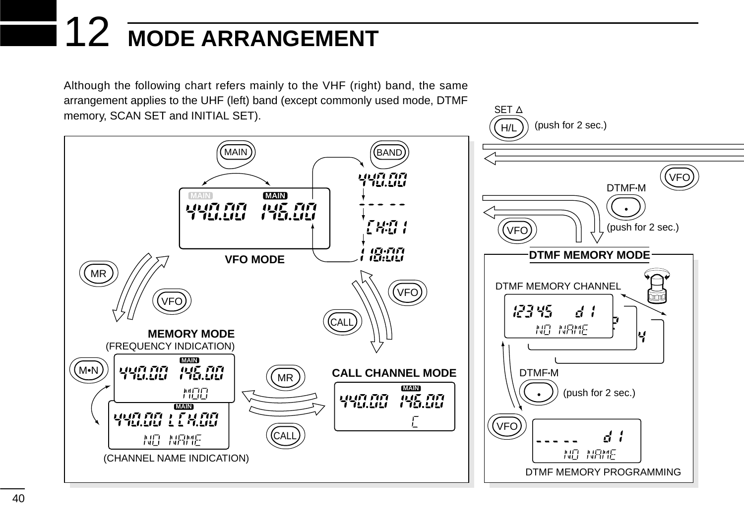# 12 MODE ARRANGEMENT

Although the following chart refers mainly to the VHF (right) band, the same arrangement applies to the UHF (left) band (except commonly used mode, DTMF memory, SCAN SET and INITIAL SET).

SET Δ

H/L (push for 2 sec.)

MAIN

BAND

440.00

- - - - -

CH:01

118:00

MAIN MAIN

440.00 146.00

VFO MODE

MR

VFO

VFO

CALL

MEMORY MODE
(FREQUENCY INDICATION)

M•N

440.00 146.00
M00

440.00 LCH.00
NO NAME

(CHANNEL NAME INDICATION)

MR

CALL

CALL CHANNEL MODE

440.00 146.00
C

VFO

DTMF•M

(push for 2 sec.)

VFO

DTMF MEMORY MODE

DTMF MEMORY CHANNEL

12345 d 1
NO NAME

DTMF•M

(push for 2 sec.)

VFO

- - - - - d 1
NO NAME

DTMF MEMORY PROGRAMMING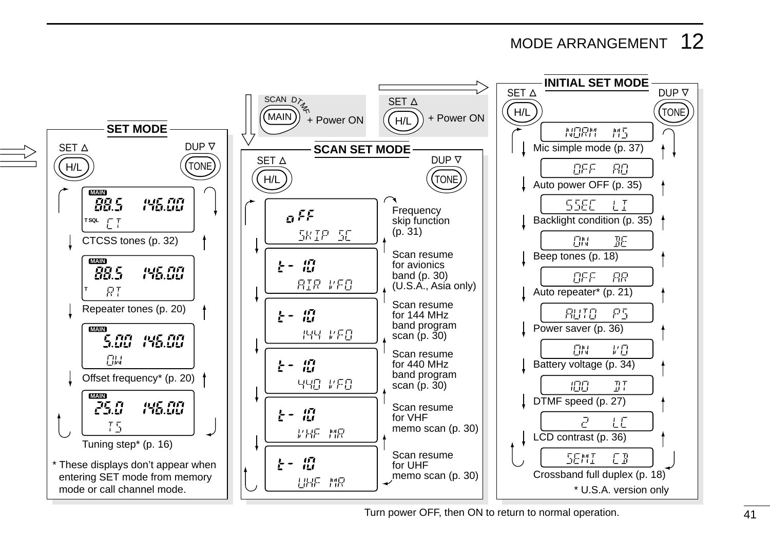## SET MODE

SET Δ (H/L) — DUP ∇ (TONE)

| Display | Function |
|---|---|
| MAIN 88.5 146.00 T SQL CT | CTCSS tones (p. 32) |
| MAIN 88.5 146.00 T RT | Repeater tones (p. 20) |
| MAIN 5.00 146.00 OW | Offset frequency* (p. 20) |
| MAIN 25.0 146.00 TS | Tuning step* (p. 16) |

* These displays don't appear when entering SET mode from memory mode or call channel mode.

## SCAN SET MODE

SCAN DTMF (MAIN) + Power ON

SET Δ (H/L) — DUP ∇ (TONE)

| Display | Function |
|---|---|
| oFF SKIP SC | Frequency skip function (p. 31) |
| t- 10 AIR VFO | Scan resume for avionics band (p. 30) (U.S.A., Asia only) |
| t- 10 144 VFO | Scan resume for 144 MHz band program scan (p. 30) |
| t- 10 440 VFO | Scan resume for 440 MHz band program scan (p. 30) |
| t- 10 VHF MR | Scan resume for VHF memo scan (p. 30) |
| t- 10 UHF MR | Scan resume for UHF memo scan (p. 30) |

## INITIAL SET MODE

SET Δ (H/L) + Power ON

SET Δ (H/L) — DUP ∇ (TONE)

| Display | Function |
|---|---|
| NORM MS | Mic simple mode (p. 37) |
| OFF AO | Auto power OFF (p. 35) |
| 5SEC LI | Backlight condition (p. 35) |
| ON BE | Beep tones (p. 18) |
| OFF AR | Auto repeater* (p. 21) |
| AUTO PS | Power saver (p. 36) |
| ON VO | Battery voltage (p. 34) |
| 100 DT | DTMF speed (p. 27) |
| 2 LC | LCD contrast (p. 36) |
| SEMI CB | Crossband full duplex (p. 18) |

* U.S.A. version only

Turn power OFF, then ON to return to normal operation.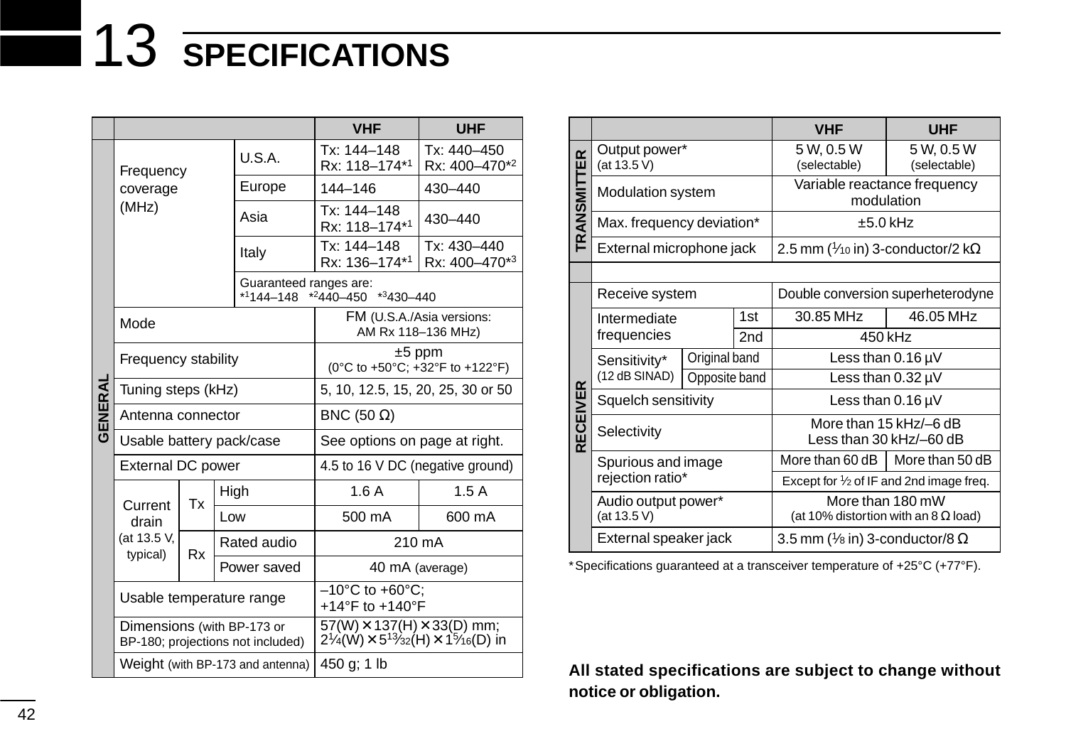# 13 SPECIFICATIONS

| | | | | VHF | UHF |
|---|---|---|---|---|---|
| GENERAL | Frequency coverage (MHz) | U.S.A. | | Tx: 144–148 Rx: 118–174*1 | Tx: 440–450 Rx: 400–470*2 |
| | | Europe | | 144–146 | 430–440 |
| | | Asia | | Tx: 144–148 Rx: 118–174*1 | 430–440 |
| | | Italy | | Tx: 144–148 Rx: 136–174*1 | Tx: 430–440 Rx: 400–470*3 |
| | | Guaranteed ranges are: *1144–148 *2440–450 *3430–440 | | | |
| | Mode | | | FM (U.S.A./Asia versions: AM Rx 118–136 MHz) | |
| | Frequency stability | | | ±5 ppm (0°C to +50°C; +32°F to +122°F) | |
| | Tuning steps (kHz) | | | 5, 10, 12.5, 15, 20, 25, 30 or 50 | |
| | Antenna connector | | | BNC (50 Ω) | |
| | Usable battery pack/case | | | See options on page at right. | |
| | External DC power | | | 4.5 to 16 V DC (negative ground) | |
| | Current drain (at 13.5 V, typical) | Tx | High | 1.6 A | 1.5 A |
| | | | Low | 500 mA | 600 mA |
| | | Rx | Rated audio | 210 mA | |
| | | | Power saved | 40 mA (average) | |
| | Usable temperature range | | | –10°C to +60°C; +14°F to +140°F | |
| | Dimensions (with BP-173 or BP-180; projections not included) | | | 57(W)×137(H)×33(D) mm; 2¼(W)×5¹³⁄₃₂(H)×1⁵⁄₁₆(D) in | |
| | Weight (with BP-173 and antenna) | | | 450 g; 1 lb | |

| | | | VHF | UHF |
|---|---|---|---|---|
| TRANSMITTER | Output power* (at 13.5 V) | | 5 W, 0.5 W (selectable) | 5 W, 0.5 W (selectable) |
| | Modulation system | | Variable reactance frequency modulation | |
| | Max. frequency deviation* | | ±5.0 kHz | |
| | External microphone jack | | 2.5 mm (1⁄10 in) 3-conductor/2 kΩ | |
| | | | | |
| RECEIVER | Receive system | | Double conversion superheterodyne | |
| | Intermediate frequencies | 1st | 30.85 MHz | 46.05 MHz |
| | | 2nd | 450 kHz | |
| | Sensitivity* (12 dB SINAD) | Original band | Less than 0.16 µV | |
| | | Opposite band | Less than 0.32 µV | |
| | Squelch sensitivity | | Less than 0.16 µV | |
| | Selectivity | | More than 15 kHz/–6 dB Less than 30 kHz/–60 dB | |
| | Spurious and image rejection ratio* | | More than 60 dB | More than 50 dB |
| | | | Except for ½ of IF and 2nd image freq. | |
| | Audio output power* (at 13.5 V) | | More than 180 mW (at 10% distortion with an 8 Ω load) | |
| | External speaker jack | | 3.5 mm (1⁄8 in) 3-conductor/8 Ω | |

*Specifications guaranteed at a transceiver temperature of +25°C (+77°F).

**All stated specifications are subject to change without notice or obligation.**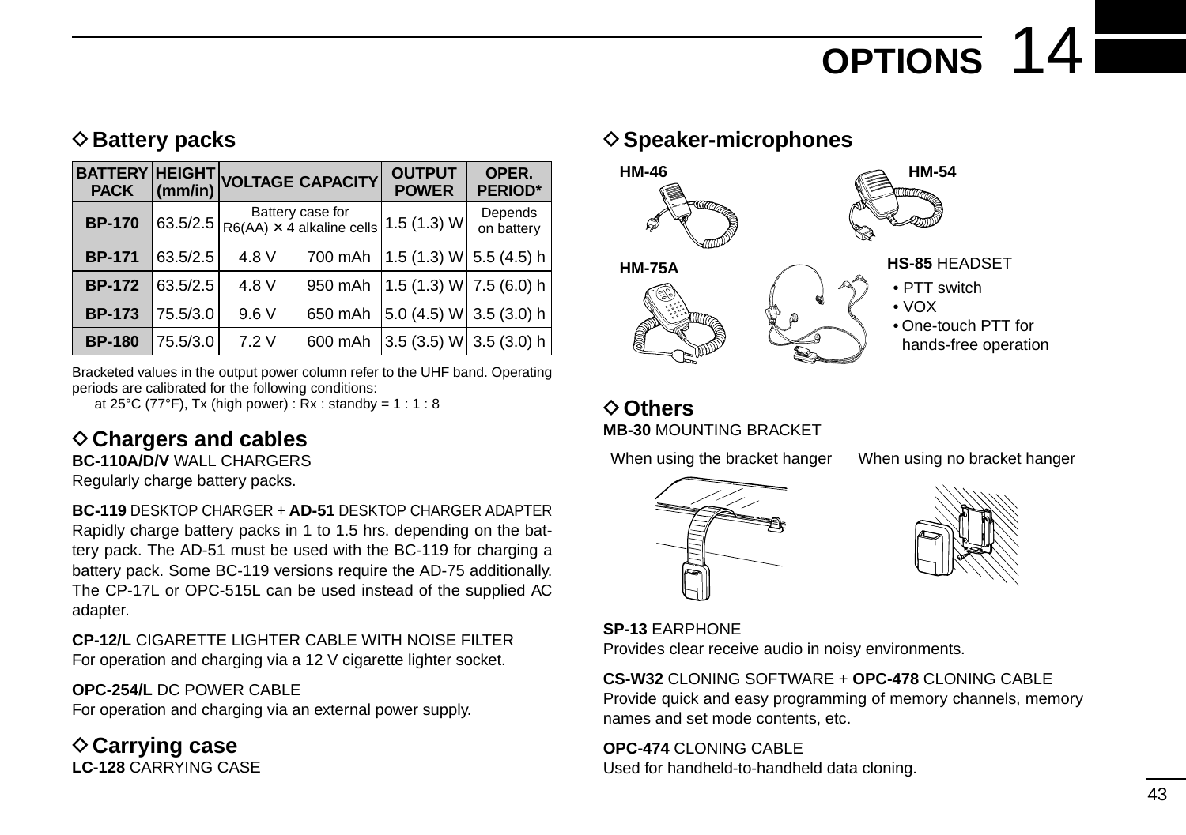# OPTIONS 14

## ◇ Battery packs

| BATTERY PACK | HEIGHT (mm/in) | VOLTAGE | CAPACITY | OUTPUT POWER | OPER. PERIOD* |
|---|---|---|---|---|---|
| **BP-170** | 63.5/2.5 | Battery case for R6(AA) × 4 alkaline cells | | 1.5 (1.3) W | Depends on battery |
| **BP-171** | 63.5/2.5 | 4.8 V | 700 mAh | 1.5 (1.3) W | 5.5 (4.5) h |
| **BP-172** | 63.5/2.5 | 4.8 V | 950 mAh | 1.5 (1.3) W | 7.5 (6.0) h |
| **BP-173** | 75.5/3.0 | 9.6 V | 650 mAh | 5.0 (4.5) W | 3.5 (3.0) h |
| **BP-180** | 75.5/3.0 | 7.2 V | 600 mAh | 3.5 (3.5) W | 3.5 (3.0) h |

Bracketed values in the output power column refer to the UHF band. Operating periods are calibrated for the following conditions:
at 25°C (77°F), Tx (high power) : Rx : standby = 1 : 1 : 8

## ◇ Chargers and cables

**BC-110A/D/V** WALL CHARGERS
Regularly charge battery packs.

**BC-119** DESKTOP CHARGER + **AD-51** DESKTOP CHARGER ADAPTER
Rapidly charge battery packs in 1 to 1.5 hrs. depending on the battery pack. The AD-51 must be used with the BC-119 for charging a battery pack. Some BC-119 versions require the AD-75 additionally. The CP-17L or OPC-515L can be used instead of the supplied AC adapter.

**CP-12/L** CIGARETTE LIGHTER CABLE WITH NOISE FILTER
For operation and charging via a 12 V cigarette lighter socket.

**OPC-254/L** DC POWER CABLE
For operation and charging via an external power supply.

## ◇ Carrying case

**LC-128** CARRYING CASE

## ◇ Speaker-microphones

**HM-46**

**HM-54**

**HM-75A**

**HS-85** HEADSET
- PTT switch
- VOX
- One-touch PTT for hands-free operation

## ◇ Others

**MB-30** MOUNTING BRACKET

When using the bracket hanger — When using no bracket hanger

**SP-13** EARPHONE
Provides clear receive audio in noisy environments.

**CS-W32** CLONING SOFTWARE + **OPC-478** CLONING CABLE
Provide quick and easy programming of memory channels, memory names and set mode contents, etc.

**OPC-474** CLONING CABLE
Used for handheld-to-handheld data cloning.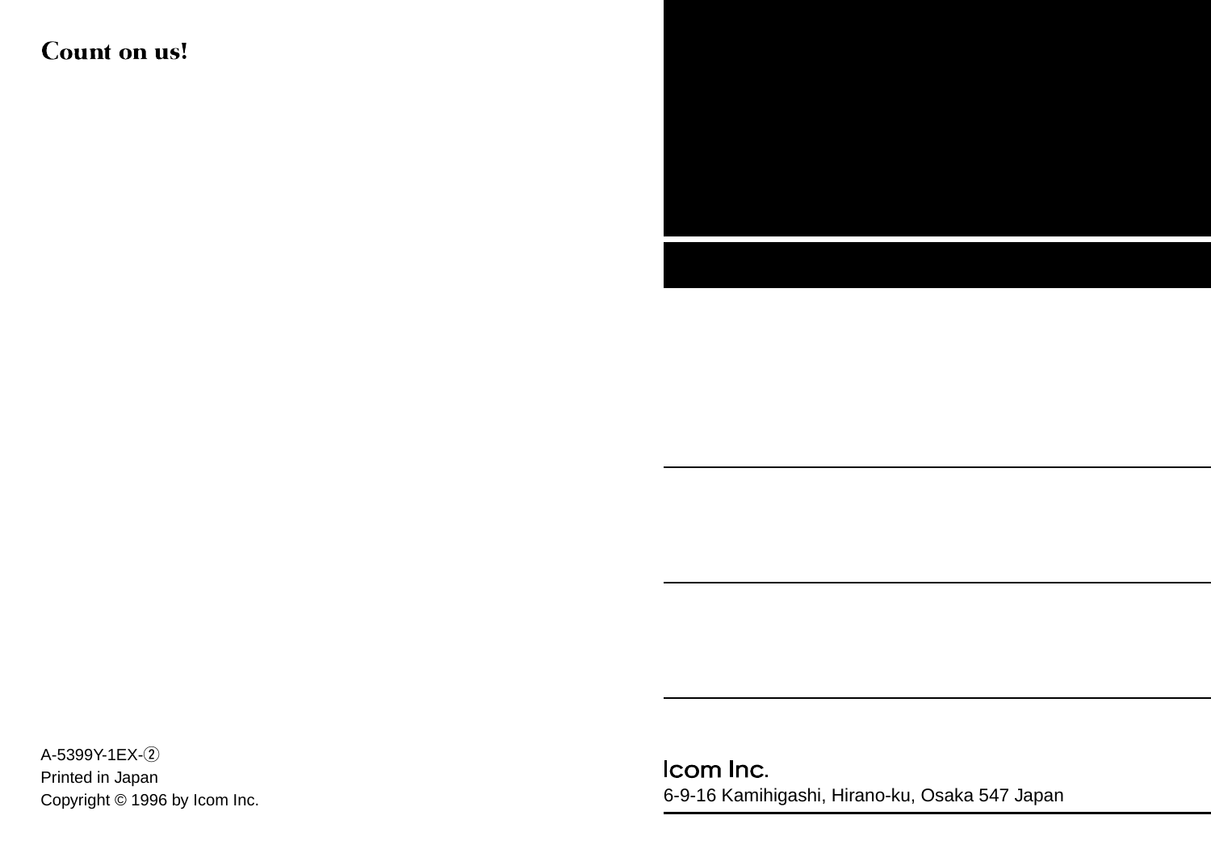**Count on us!**

A-5399Y-1EX-②
Printed in Japan
Copyright © 1996 by Icom Inc.

Icom Inc.
6-9-16 Kamihigashi, Hirano-ku, Osaka 547 Japan